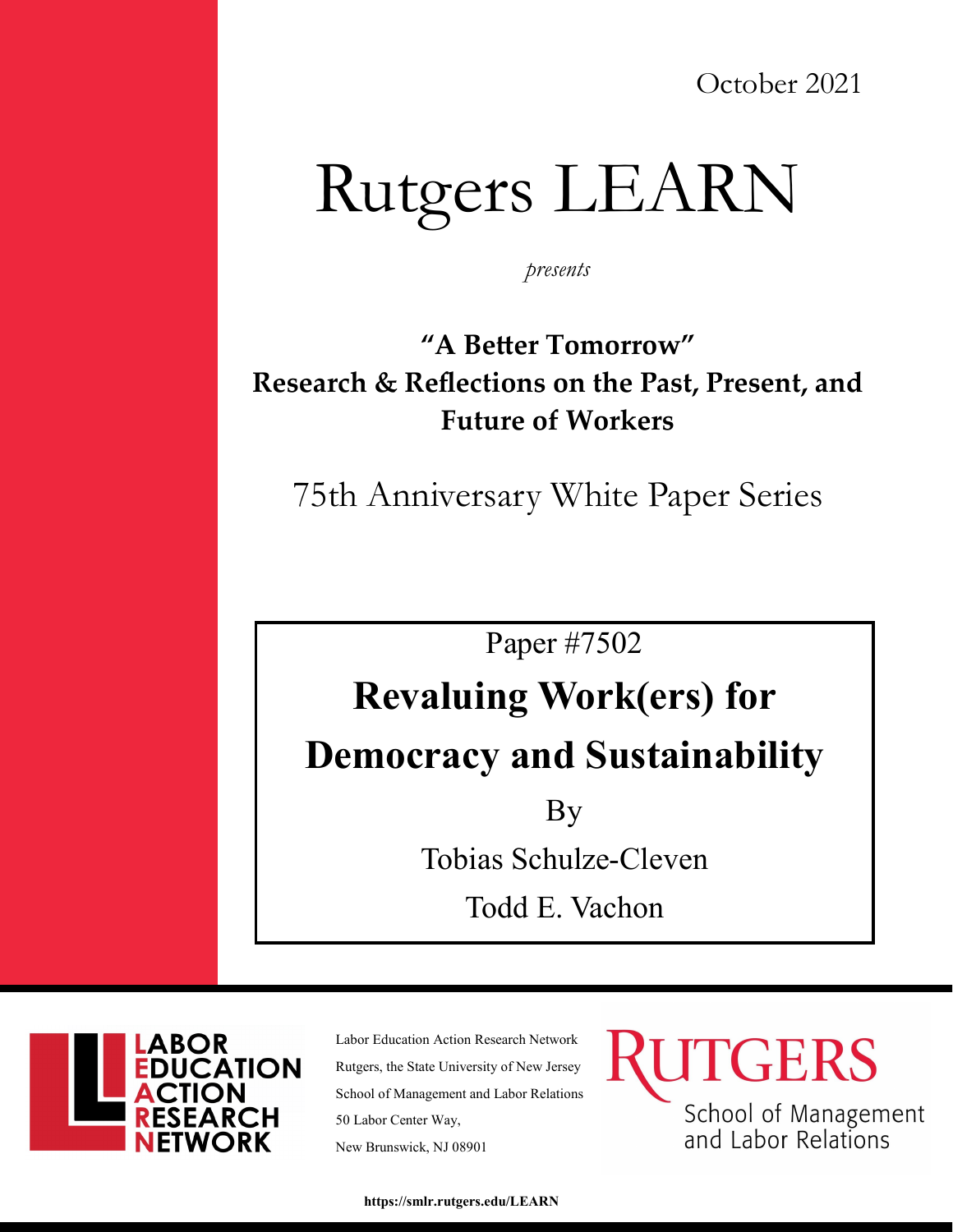October 2021

# Rutgers LEARN

*presents*

**"A Better Tomorrow"**
**Research & Reflections on the Past, Present, and Future of Workers**

75th Anniversary White Paper Series

Paper #7502

## Revaluing Work(ers) for Democracy and Sustainability

By

Tobias Schulze-Cleven

Todd E. Vachon

LABOR EDUCATION ACTION RESEARCH NETWORK

Labor Education Action Research Network
Rutgers, the State University of New Jersey
School of Management and Labor Relations
50 Labor Center Way,
New Brunswick, NJ 08901

RUTGERS School of Management and Labor Relations

**https://smlr.rutgers.edu/LEARN**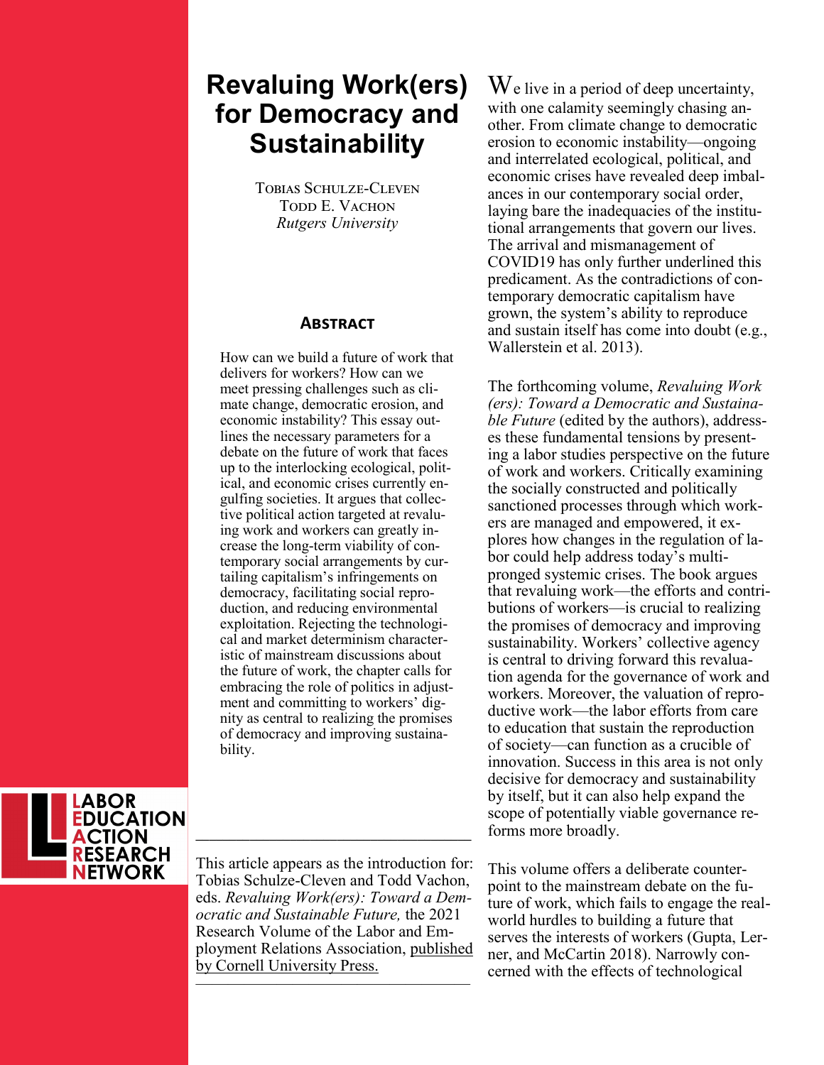# Revaluing Work(ers) for Democracy and Sustainability

Tobias Schulze-Cleven
Todd E. Vachon
*Rutgers University*

## Abstract

How can we build a future of work that delivers for workers? How can we meet pressing challenges such as climate change, democratic erosion, and economic instability? This essay outlines the necessary parameters for a debate on the future of work that faces up to the interlocking ecological, political, and economic crises currently engulfing societies. It argues that collective political action targeted at revaluing work and workers can greatly increase the long-term viability of contemporary social arrangements by curtailing capitalism's infringements on democracy, facilitating social reproduction, and reducing environmental exploitation. Rejecting the technological and market determinism characteristic of mainstream discussions about the future of work, the chapter calls for embracing the role of politics in adjustment and committing to workers' dignity as central to realizing the promises of democracy and improving sustainability.

LABOR EDUCATION ACTION RESEARCH NETWORK

---

This article appears as the introduction for: Tobias Schulze-Cleven and Todd Vachon, eds. *Revaluing Work(ers): Toward a Democratic and Sustainable Future,* the 2021 Research Volume of the Labor and Employment Relations Association, published by Cornell University Press.

---

We live in a period of deep uncertainty, with one calamity seemingly chasing another. From climate change to democratic erosion to economic instability—ongoing and interrelated ecological, political, and economic crises have revealed deep imbalances in our contemporary social order, laying bare the inadequacies of the institutional arrangements that govern our lives. The arrival and mismanagement of COVID19 has only further underlined this predicament. As the contradictions of contemporary democratic capitalism have grown, the system's ability to reproduce and sustain itself has come into doubt (e.g., Wallerstein et al. 2013).

The forthcoming volume, *Revaluing Work (ers): Toward a Democratic and Sustainable Future* (edited by the authors), addresses these fundamental tensions by presenting a labor studies perspective on the future of work and workers. Critically examining the socially constructed and politically sanctioned processes through which workers are managed and empowered, it explores how changes in the regulation of labor could help address today's multipronged systemic crises. The book argues that revaluing work—the efforts and contributions of workers—is crucial to realizing the promises of democracy and improving sustainability. Workers' collective agency is central to driving forward this revaluation agenda for the governance of work and workers. Moreover, the valuation of reproductive work—the labor efforts from care to education that sustain the reproduction of society—can function as a crucible of innovation. Success in this area is not only decisive for democracy and sustainability by itself, but it can also help expand the scope of potentially viable governance reforms more broadly.

This volume offers a deliberate counterpoint to the mainstream debate on the future of work, which fails to engage the real-world hurdles to building a future that serves the interests of workers (Gupta, Lerner, and McCartin 2018). Narrowly concerned with the effects of technological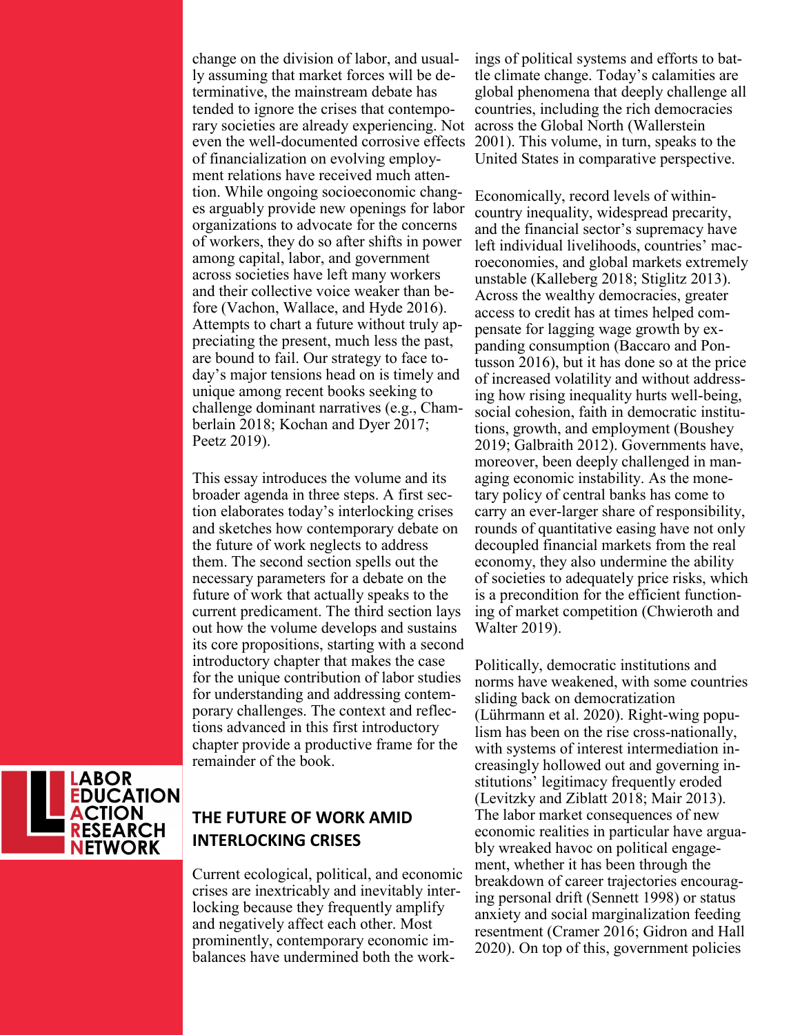change on the division of labor, and usually assuming that market forces will be determinative, the mainstream debate has tended to ignore the crises that contemporary societies are already experiencing. Not even the well-documented corrosive effects of financialization on evolving employment relations have received much attention. While ongoing socioeconomic changes arguably provide new openings for labor organizations to advocate for the concerns of workers, they do so after shifts in power among capital, labor, and government across societies have left many workers and their collective voice weaker than before (Vachon, Wallace, and Hyde 2016). Attempts to chart a future without truly appreciating the present, much less the past, are bound to fail. Our strategy to face today's major tensions head on is timely and unique among recent books seeking to challenge dominant narratives (e.g., Chamberlain 2018; Kochan and Dyer 2017; Peetz 2019).

This essay introduces the volume and its broader agenda in three steps. A first section elaborates today's interlocking crises and sketches how contemporary debate on the future of work neglects to address them. The second section spells out the necessary parameters for a debate on the future of work that actually speaks to the current predicament. The third section lays out how the volume develops and sustains its core propositions, starting with a second introductory chapter that makes the case for the unique contribution of labor studies for understanding and addressing contemporary challenges. The context and reflections advanced in this first introductory chapter provide a productive frame for the remainder of the book.

## THE FUTURE OF WORK AMID INTERLOCKING CRISES

Current ecological, political, and economic crises are inextricably and inevitably interlocking because they frequently amplify and negatively affect each other. Most prominently, contemporary economic imbalances have undermined both the workings of political systems and efforts to battle climate change. Today's calamities are global phenomena that deeply challenge all countries, including the rich democracies across the Global North (Wallerstein 2001). This volume, in turn, speaks to the United States in comparative perspective.

Economically, record levels of within-country inequality, widespread precarity, and the financial sector's supremacy have left individual livelihoods, countries' macroeconomies, and global markets extremely unstable (Kalleberg 2018; Stiglitz 2013). Across the wealthy democracies, greater access to credit has at times helped compensate for lagging wage growth by expanding consumption (Baccaro and Pontusson 2016), but it has done so at the price of increased volatility and without addressing how rising inequality hurts well-being, social cohesion, faith in democratic institutions, growth, and employment (Boushey 2019; Galbraith 2012). Governments have, moreover, been deeply challenged in managing economic instability. As the monetary policy of central banks has come to carry an ever-larger share of responsibility, rounds of quantitative easing have not only decoupled financial markets from the real economy, they also undermine the ability of societies to adequately price risks, which is a precondition for the efficient functioning of market competition (Chwieroth and Walter 2019).

Politically, democratic institutions and norms have weakened, with some countries sliding back on democratization (Lührmann et al. 2020). Right-wing populism has been on the rise cross-nationally, with systems of interest intermediation increasingly hollowed out and governing institutions' legitimacy frequently eroded (Levitzky and Ziblatt 2018; Mair 2013). The labor market consequences of new economic realities in particular have arguably wreaked havoc on political engagement, whether it has been through the breakdown of career trajectories encouraging personal drift (Sennett 1998) or status anxiety and social marginalization feeding resentment (Cramer 2016; Gidron and Hall 2020). On top of this, government policies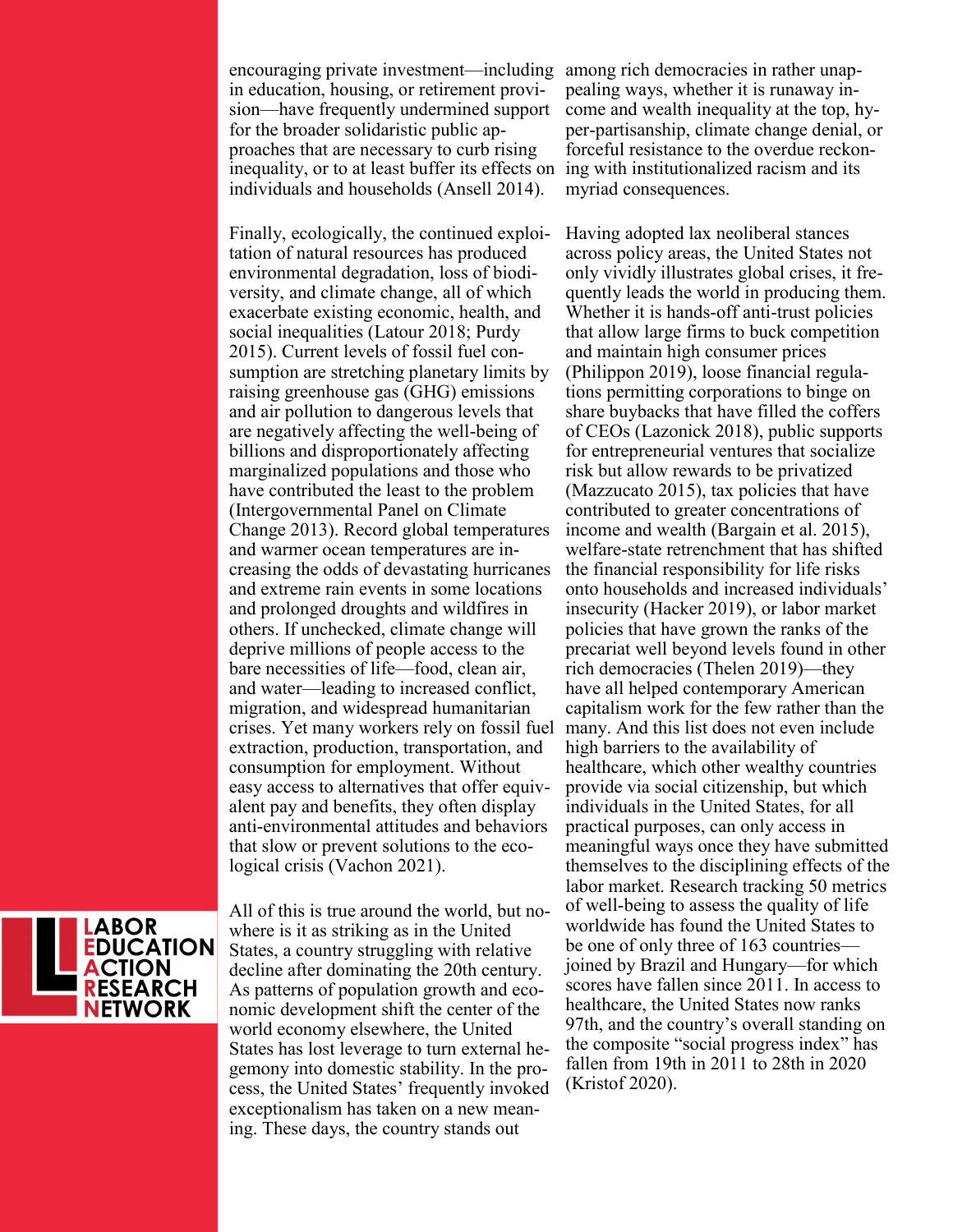encouraging private investment—including in education, housing, or retirement provision—have frequently undermined support for the broader solidaristic public approaches that are necessary to curb rising inequality, or to at least buffer its effects on individuals and households (Ansell 2014).

Finally, ecologically, the continued exploitation of natural resources has produced environmental degradation, loss of biodiversity, and climate change, all of which exacerbate existing economic, health, and social inequalities (Latour 2018; Purdy 2015). Current levels of fossil fuel consumption are stretching planetary limits by raising greenhouse gas (GHG) emissions and air pollution to dangerous levels that are negatively affecting the well-being of billions and disproportionately affecting marginalized populations and those who have contributed the least to the problem (Intergovernmental Panel on Climate Change 2013). Record global temperatures and warmer ocean temperatures are increasing the odds of devastating hurricanes and extreme rain events in some locations and prolonged droughts and wildfires in others. If unchecked, climate change will deprive millions of people access to the bare necessities of life—food, clean air, and water—leading to increased conflict, migration, and widespread humanitarian crises. Yet many workers rely on fossil fuel extraction, production, transportation, and consumption for employment. Without easy access to alternatives that offer equivalent pay and benefits, they often display anti-environmental attitudes and behaviors that slow or prevent solutions to the ecological crisis (Vachon 2021).

All of this is true around the world, but nowhere is it as striking as in the United States, a country struggling with relative decline after dominating the 20th century. As patterns of population growth and economic development shift the center of the world economy elsewhere, the United States has lost leverage to turn external hegemony into domestic stability. In the process, the United States' frequently invoked exceptionalism has taken on a new meaning. These days, the country stands out among rich democracies in rather unappealing ways, whether it is runaway income and wealth inequality at the top, hyper-partisanship, climate change denial, or forceful resistance to the overdue reckoning with institutionalized racism and its myriad consequences.

Having adopted lax neoliberal stances across policy areas, the United States not only vividly illustrates global crises, it frequently leads the world in producing them. Whether it is hands-off anti-trust policies that allow large firms to buck competition and maintain high consumer prices (Philippon 2019), loose financial regulations permitting corporations to binge on share buybacks that have filled the coffers of CEOs (Lazonick 2018), public supports for entrepreneurial ventures that socialize risk but allow rewards to be privatized (Mazzucato 2015), tax policies that have contributed to greater concentrations of income and wealth (Bargain et al. 2015), welfare-state retrenchment that has shifted the financial responsibility for life risks onto households and increased individuals' insecurity (Hacker 2019), or labor market policies that have grown the ranks of the precariat well beyond levels found in other rich democracies (Thelen 2019)—they have all helped contemporary American capitalism work for the few rather than the many. And this list does not even include high barriers to the availability of healthcare, which other wealthy countries provide via social citizenship, but which individuals in the United States, for all practical purposes, can only access in meaningful ways once they have submitted themselves to the disciplining effects of the labor market. Research tracking 50 metrics of well-being to assess the quality of life worldwide has found the United States to be one of only three of 163 countries—joined by Brazil and Hungary—for which scores have fallen since 2011. In access to healthcare, the United States now ranks 97th, and the country's overall standing on the composite "social progress index" has fallen from 19th in 2011 to 28th in 2020 (Kristof 2020).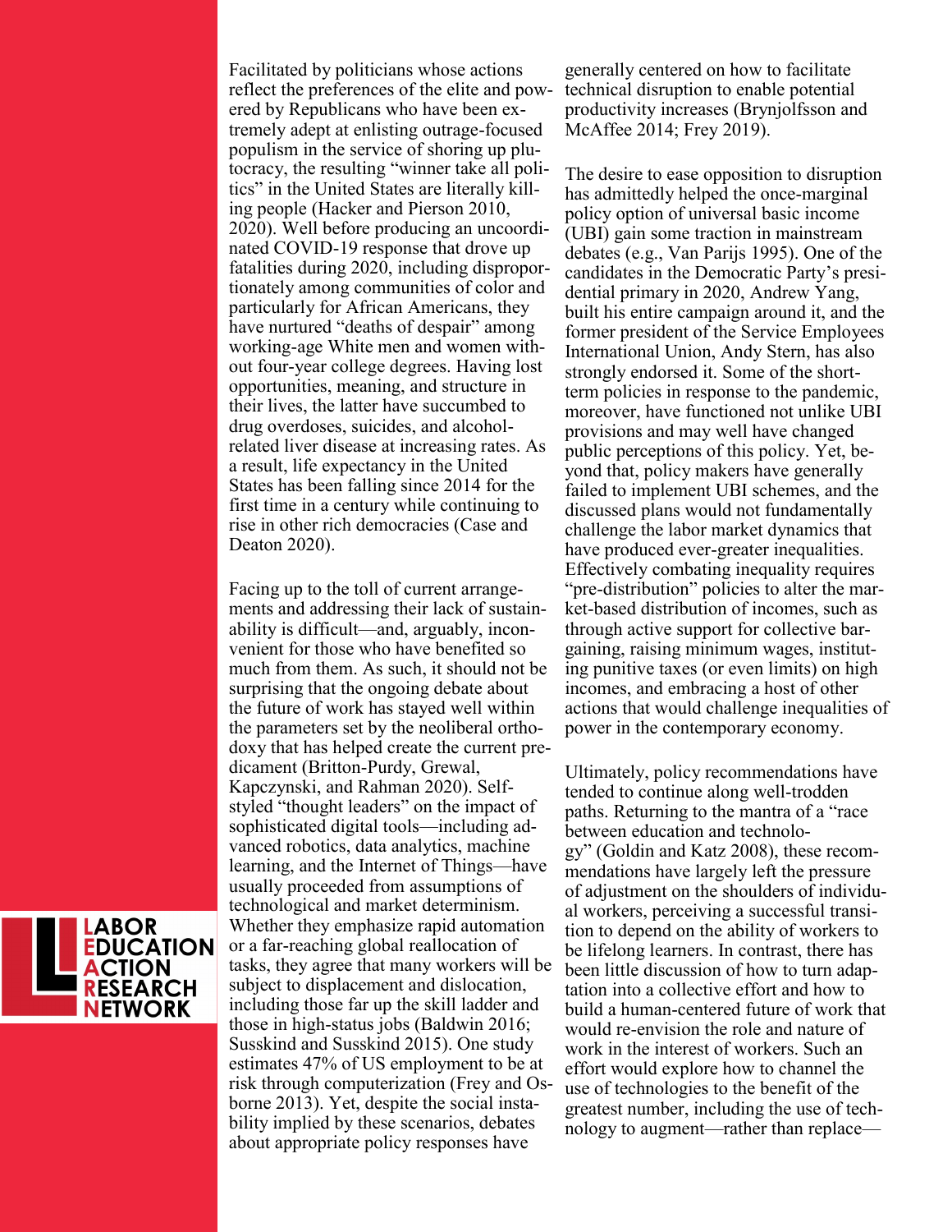Facilitated by politicians whose actions reflect the preferences of the elite and powered by Republicans who have been extremely adept at enlisting outrage-focused populism in the service of shoring up plutocracy, the resulting "winner take all politics" in the United States are literally killing people (Hacker and Pierson 2010, 2020). Well before producing an uncoordinated COVID-19 response that drove up fatalities during 2020, including disproportionately among communities of color and particularly for African Americans, they have nurtured "deaths of despair" among working-age White men and women without four-year college degrees. Having lost opportunities, meaning, and structure in their lives, the latter have succumbed to drug overdoses, suicides, and alcohol-related liver disease at increasing rates. As a result, life expectancy in the United States has been falling since 2014 for the first time in a century while continuing to rise in other rich democracies (Case and Deaton 2020).

Facing up to the toll of current arrangements and addressing their lack of sustainability is difficult—and, arguably, inconvenient for those who have benefited so much from them. As such, it should not be surprising that the ongoing debate about the future of work has stayed well within the parameters set by the neoliberal orthodoxy that has helped create the current predicament (Britton-Purdy, Grewal, Kapczynski, and Rahman 2020). Self-styled "thought leaders" on the impact of sophisticated digital tools—including advanced robotics, data analytics, machine learning, and the Internet of Things—have usually proceeded from assumptions of technological and market determinism. Whether they emphasize rapid automation or a far-reaching global reallocation of tasks, they agree that many workers will be subject to displacement and dislocation, including those far up the skill ladder and those in high-status jobs (Baldwin 2016; Susskind and Susskind 2015). One study estimates 47% of US employment to be at risk through computerization (Frey and Osborne 2013). Yet, despite the social instability implied by these scenarios, debates about appropriate policy responses have generally centered on how to facilitate technical disruption to enable potential productivity increases (Brynjolfsson and McAffee 2014; Frey 2019).

The desire to ease opposition to disruption has admittedly helped the once-marginal policy option of universal basic income (UBI) gain some traction in mainstream debates (e.g., Van Parijs 1995). One of the candidates in the Democratic Party's presidential primary in 2020, Andrew Yang, built his entire campaign around it, and the former president of the Service Employees International Union, Andy Stern, has also strongly endorsed it. Some of the short-term policies in response to the pandemic, moreover, have functioned not unlike UBI provisions and may well have changed public perceptions of this policy. Yet, beyond that, policy makers have generally failed to implement UBI schemes, and the discussed plans would not fundamentally challenge the labor market dynamics that have produced ever-greater inequalities. Effectively combating inequality requires "pre-distribution" policies to alter the market-based distribution of incomes, such as through active support for collective bargaining, raising minimum wages, instituting punitive taxes (or even limits) on high incomes, and embracing a host of other actions that would challenge inequalities of power in the contemporary economy.

Ultimately, policy recommendations have tended to continue along well-trodden paths. Returning to the mantra of a "race between education and technology" (Goldin and Katz 2008), these recommendations have largely left the pressure of adjustment on the shoulders of individual workers, perceiving a successful transition to depend on the ability of workers to be lifelong learners. In contrast, there has been little discussion of how to turn adaptation into a collective effort and how to build a human-centered future of work that would re-envision the role and nature of work in the interest of workers. Such an effort would explore how to channel the use of technologies to the benefit of the greatest number, including the use of technology to augment—rather than replace—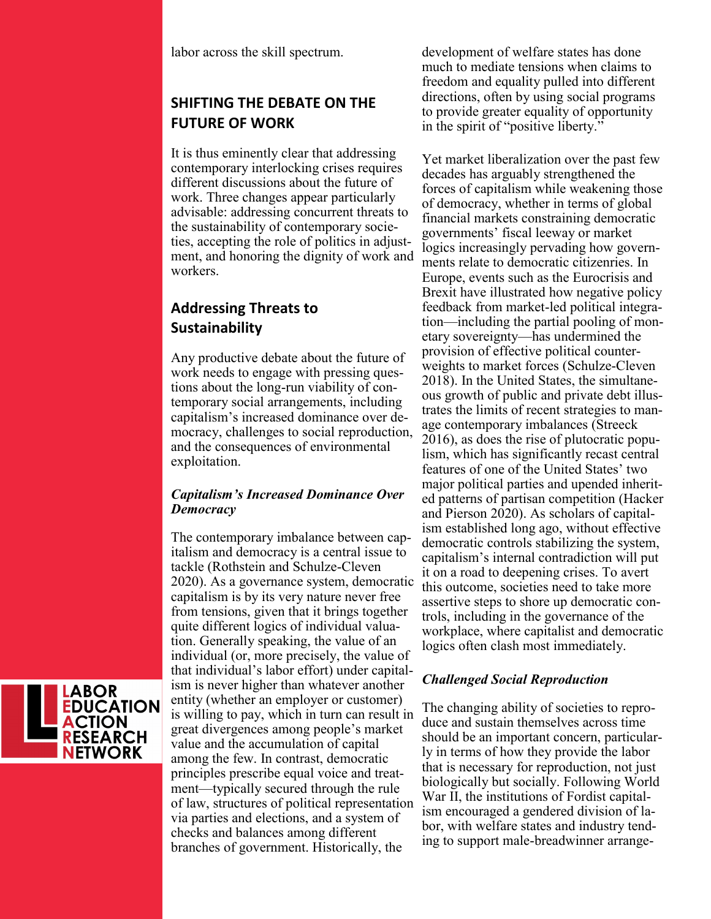labor across the skill spectrum.

## SHIFTING THE DEBATE ON THE FUTURE OF WORK

It is thus eminently clear that addressing contemporary interlocking crises requires different discussions about the future of work. Three changes appear particularly advisable: addressing concurrent threats to the sustainability of contemporary societies, accepting the role of politics in adjustment, and honoring the dignity of work and workers.

### Addressing Threats to Sustainability

Any productive debate about the future of work needs to engage with pressing questions about the long-run viability of contemporary social arrangements, including capitalism's increased dominance over democracy, challenges to social reproduction, and the consequences of environmental exploitation.

#### *Capitalism's Increased Dominance Over Democracy*

The contemporary imbalance between capitalism and democracy is a central issue to tackle (Rothstein and Schulze-Cleven 2020). As a governance system, democratic capitalism is by its very nature never free from tensions, given that it brings together quite different logics of individual valuation. Generally speaking, the value of an individual (or, more precisely, the value of that individual's labor effort) under capitalism is never higher than whatever another entity (whether an employer or customer) is willing to pay, which in turn can result in great divergences among people's market value and the accumulation of capital among the few. In contrast, democratic principles prescribe equal voice and treatment—typically secured through the rule of law, structures of political representation via parties and elections, and a system of checks and balances among different branches of government. Historically, the development of welfare states has done much to mediate tensions when claims to freedom and equality pulled into different directions, often by using social programs to provide greater equality of opportunity in the spirit of "positive liberty."

Yet market liberalization over the past few decades has arguably strengthened the forces of capitalism while weakening those of democracy, whether in terms of global financial markets constraining democratic governments' fiscal leeway or market logics increasingly pervading how governments relate to democratic citizenries. In Europe, events such as the Eurocrisis and Brexit have illustrated how negative policy feedback from market-led political integration—including the partial pooling of monetary sovereignty—has undermined the provision of effective political counterweights to market forces (Schulze-Cleven 2018). In the United States, the simultaneous growth of public and private debt illustrates the limits of recent strategies to manage contemporary imbalances (Streeck 2016), as does the rise of plutocratic populism, which has significantly recast central features of one of the United States' two major political parties and upended inherited patterns of partisan competition (Hacker and Pierson 2020). As scholars of capitalism established long ago, without effective democratic controls stabilizing the system, capitalism's internal contradiction will put it on a road to deepening crises. To avert this outcome, societies need to take more assertive steps to shore up democratic controls, including in the governance of the workplace, where capitalist and democratic logics often clash most immediately.

#### *Challenged Social Reproduction*

The changing ability of societies to reproduce and sustain themselves across time should be an important concern, particularly in terms of how they provide the labor that is necessary for reproduction, not just biologically but socially. Following World War II, the institutions of Fordist capitalism encouraged a gendered division of labor, with welfare states and industry tending to support male-breadwinner arrange-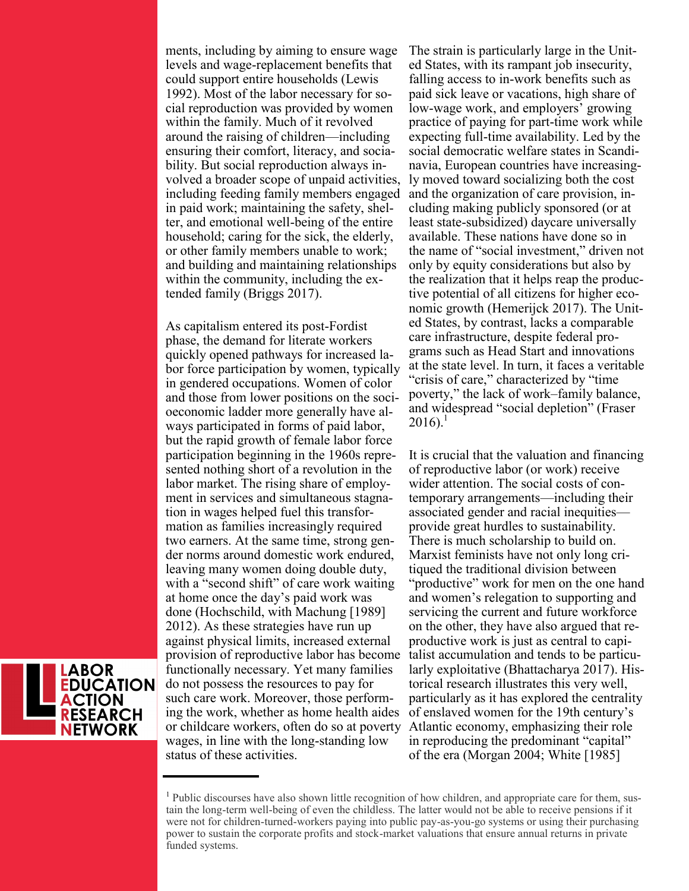ments, including by aiming to ensure wage levels and wage-replacement benefits that could support entire households (Lewis 1992). Most of the labor necessary for social reproduction was provided by women within the family. Much of it revolved around the raising of children—including ensuring their comfort, literacy, and sociability. But social reproduction always involved a broader scope of unpaid activities, including feeding family members engaged in paid work; maintaining the safety, shelter, and emotional well-being of the entire household; caring for the sick, the elderly, or other family members unable to work; and building and maintaining relationships within the community, including the extended family (Briggs 2017).

As capitalism entered its post-Fordist phase, the demand for literate workers quickly opened pathways for increased labor force participation by women, typically in gendered occupations. Women of color and those from lower positions on the socioeconomic ladder more generally have always participated in forms of paid labor, but the rapid growth of female labor force participation beginning in the 1960s represented nothing short of a revolution in the labor market. The rising share of employment in services and simultaneous stagnation in wages helped fuel this transformation as families increasingly required two earners. At the same time, strong gender norms around domestic work endured, leaving many women doing double duty, with a "second shift" of care work waiting at home once the day's paid work was done (Hochschild, with Machung [1989] 2012). As these strategies have run up against physical limits, increased external provision of reproductive labor has become functionally necessary. Yet many families do not possess the resources to pay for such care work. Moreover, those performing the work, whether as home health aides or childcare workers, often do so at poverty wages, in line with the long-standing low status of these activities.

The strain is particularly large in the United States, with its rampant job insecurity, falling access to in-work benefits such as paid sick leave or vacations, high share of low-wage work, and employers' growing practice of paying for part-time work while expecting full-time availability. Led by the social democratic welfare states in Scandinavia, European countries have increasingly moved toward socializing both the cost and the organization of care provision, including making publicly sponsored (or at least state-subsidized) daycare universally available. These nations have done so in the name of "social investment," driven not only by equity considerations but also by the realization that it helps reap the productive potential of all citizens for higher economic growth (Hemerijck 2017). The United States, by contrast, lacks a comparable care infrastructure, despite federal programs such as Head Start and innovations at the state level. In turn, it faces a veritable "crisis of care," characterized by "time poverty," the lack of work–family balance, and widespread "social depletion" (Fraser 2016).[1]

It is crucial that the valuation and financing of reproductive labor (or work) receive wider attention. The social costs of contemporary arrangements—including their associated gender and racial inequities—provide great hurdles to sustainability. There is much scholarship to build on. Marxist feminists have not only long critiqued the traditional division between "productive" work for men on the one hand and women's relegation to supporting and servicing the current and future workforce on the other, they have also argued that reproductive work is just as central to capitalist accumulation and tends to be particularly exploitative (Bhattacharya 2017). Historical research illustrates this very well, particularly as it has explored the centrality of enslaved women for the 19th century's Atlantic economy, emphasizing their role in reproducing the predominant "capital" of the era (Morgan 2004; White [1985]

---

[1] Public discourses have also shown little recognition of how children, and appropriate care for them, sustain the long-term well-being of even the childless. The latter would not be able to receive pensions if it were not for children-turned-workers paying into public pay-as-you-go systems or using their purchasing power to sustain the corporate profits and stock-market valuations that ensure annual returns in private funded systems.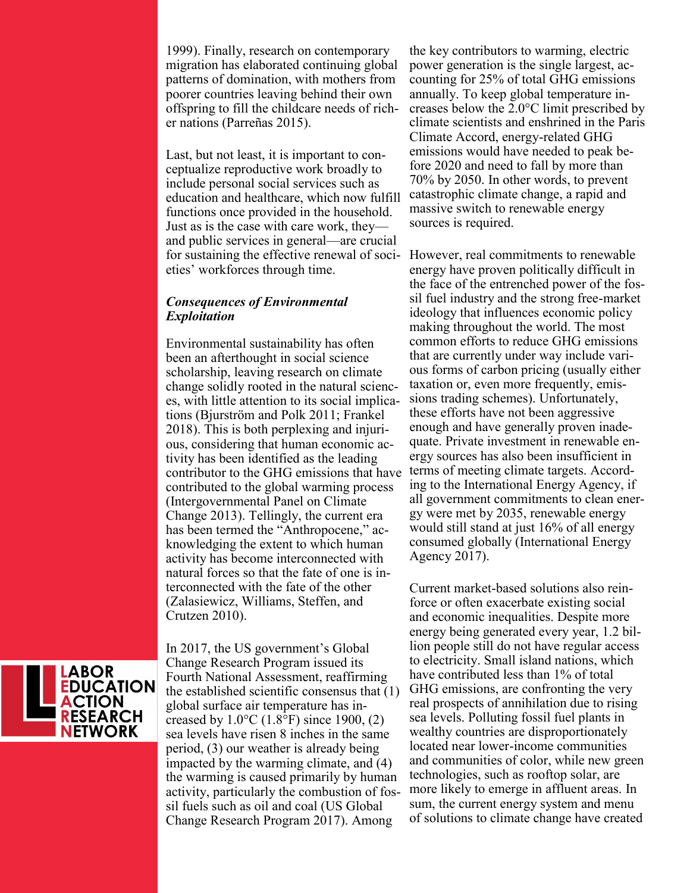1999). Finally, research on contemporary migration has elaborated continuing global patterns of domination, with mothers from poorer countries leaving behind their own offspring to fill the childcare needs of richer nations (Parreñas 2015).

Last, but not least, it is important to conceptualize reproductive work broadly to include personal social services such as education and healthcare, which now fulfill functions once provided in the household. Just as is the case with care work, they—and public services in general—are crucial for sustaining the effective renewal of societies' workforces through time.

### *Consequences of Environmental Exploitation*

Environmental sustainability has often been an afterthought in social science scholarship, leaving research on climate change solidly rooted in the natural sciences, with little attention to its social implications (Bjurström and Polk 2011; Frankel 2018). This is both perplexing and injurious, considering that human economic activity has been identified as the leading contributor to the GHG emissions that have contributed to the global warming process (Intergovernmental Panel on Climate Change 2013). Tellingly, the current era has been termed the "Anthropocene," acknowledging the extent to which human activity has become interconnected with natural forces so that the fate of one is interconnected with the fate of the other (Zalasiewicz, Williams, Steffen, and Crutzen 2010).

In 2017, the US government's Global Change Research Program issued its Fourth National Assessment, reaffirming the established scientific consensus that (1) global surface air temperature has increased by 1.0°C (1.8°F) since 1900, (2) sea levels have risen 8 inches in the same period, (3) our weather is already being impacted by the warming climate, and (4) the warming is caused primarily by human activity, particularly the combustion of fossil fuels such as oil and coal (US Global Change Research Program 2017). Among the key contributors to warming, electric power generation is the single largest, accounting for 25% of total GHG emissions annually. To keep global temperature increases below the 2.0°C limit prescribed by climate scientists and enshrined in the Paris Climate Accord, energy-related GHG emissions would have needed to peak before 2020 and need to fall by more than 70% by 2050. In other words, to prevent catastrophic climate change, a rapid and massive switch to renewable energy sources is required.

However, real commitments to renewable energy have proven politically difficult in the face of the entrenched power of the fossil fuel industry and the strong free-market ideology that influences economic policy making throughout the world. The most common efforts to reduce GHG emissions that are currently under way include various forms of carbon pricing (usually either taxation or, even more frequently, emissions trading schemes). Unfortunately, these efforts have not been aggressive enough and have generally proven inadequate. Private investment in renewable energy sources has also been insufficient in terms of meeting climate targets. According to the International Energy Agency, if all government commitments to clean energy were met by 2035, renewable energy would still stand at just 16% of all energy consumed globally (International Energy Agency 2017).

Current market-based solutions also reinforce or often exacerbate existing social and economic inequalities. Despite more energy being generated every year, 1.2 billion people still do not have regular access to electricity. Small island nations, which have contributed less than 1% of total GHG emissions, are confronting the very real prospects of annihilation due to rising sea levels. Polluting fossil fuel plants in wealthy countries are disproportionately located near lower-income communities and communities of color, while new green technologies, such as rooftop solar, are more likely to emerge in affluent areas. In sum, the current energy system and menu of solutions to climate change have created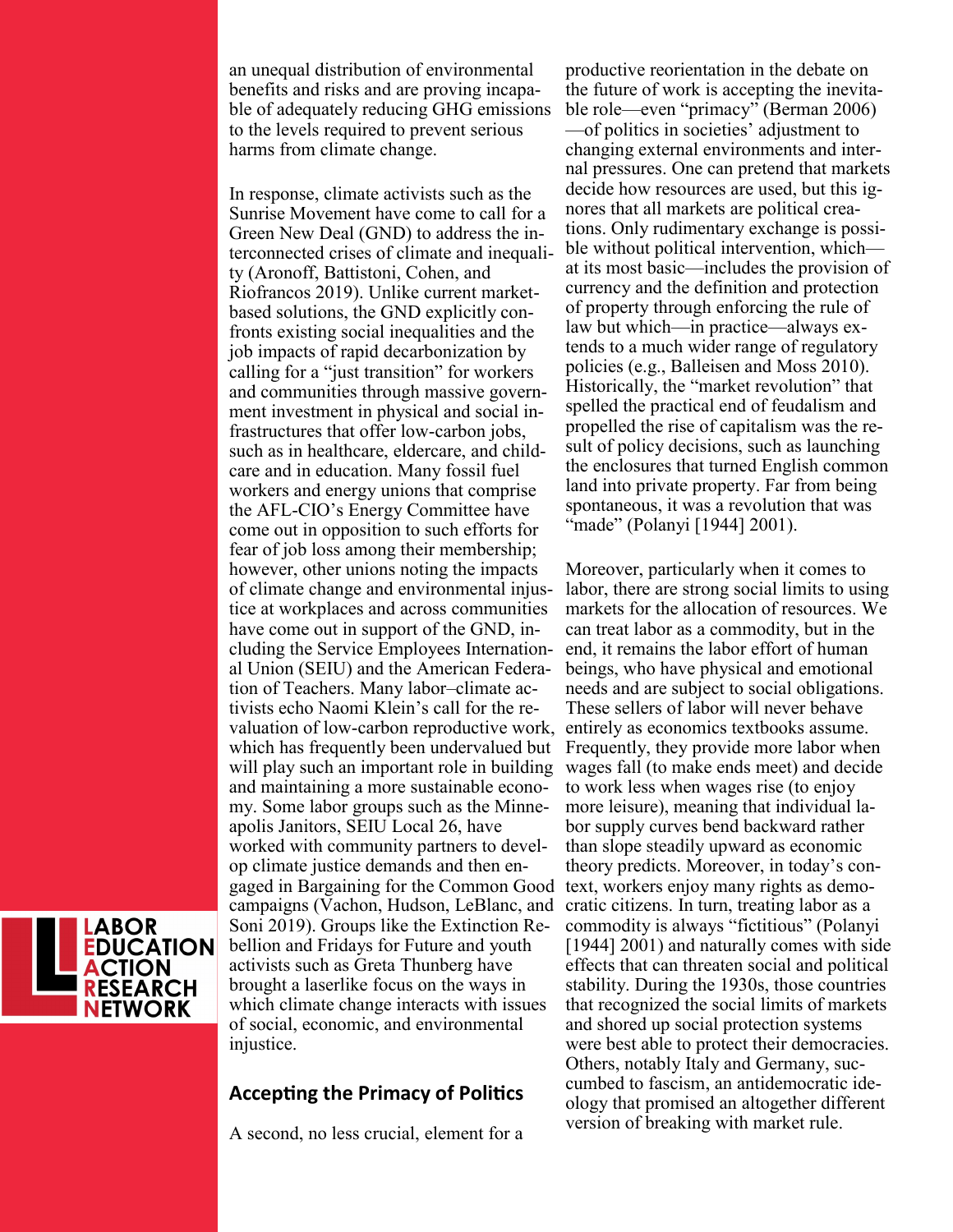an unequal distribution of environmental benefits and risks and are proving incapable of adequately reducing GHG emissions to the levels required to prevent serious harms from climate change.

In response, climate activists such as the Sunrise Movement have come to call for a Green New Deal (GND) to address the interconnected crises of climate and inequality (Aronoff, Battistoni, Cohen, and Riofrancos 2019). Unlike current market-based solutions, the GND explicitly confronts existing social inequalities and the job impacts of rapid decarbonization by calling for a "just transition" for workers and communities through massive government investment in physical and social infrastructures that offer low-carbon jobs, such as in healthcare, eldercare, and childcare and in education. Many fossil fuel workers and energy unions that comprise the AFL-CIO's Energy Committee have come out in opposition to such efforts for fear of job loss among their membership; however, other unions noting the impacts of climate change and environmental injustice at workplaces and across communities have come out in support of the GND, including the Service Employees International Union (SEIU) and the American Federation of Teachers. Many labor–climate activists echo Naomi Klein's call for the revaluation of low-carbon reproductive work, which has frequently been undervalued but will play such an important role in building and maintaining a more sustainable economy. Some labor groups such as the Minneapolis Janitors, SEIU Local 26, have worked with community partners to develop climate justice demands and then engaged in Bargaining for the Common Good campaigns (Vachon, Hudson, LeBlanc, and Soni 2019). Groups like the Extinction Rebellion and Fridays for Future and youth activists such as Greta Thunberg have brought a laserlike focus on the ways in which climate change interacts with issues of social, economic, and environmental injustice.

## Accepting the Primacy of Politics

A second, no less crucial, element for a productive reorientation in the debate on the future of work is accepting the inevitable role—even "primacy" (Berman 2006)—of politics in societies' adjustment to changing external environments and internal pressures. One can pretend that markets decide how resources are used, but this ignores that all markets are political creations. Only rudimentary exchange is possible without political intervention, which—at its most basic—includes the provision of currency and the definition and protection of property through enforcing the rule of law but which—in practice—always extends to a much wider range of regulatory policies (e.g., Balleisen and Moss 2010). Historically, the "market revolution" that spelled the practical end of feudalism and propelled the rise of capitalism was the result of policy decisions, such as launching the enclosures that turned English common land into private property. Far from being spontaneous, it was a revolution that was "made" (Polanyi [1944] 2001).

Moreover, particularly when it comes to labor, there are strong social limits to using markets for the allocation of resources. We can treat labor as a commodity, but in the end, it remains the labor effort of human beings, who have physical and emotional needs and are subject to social obligations. These sellers of labor will never behave entirely as economics textbooks assume. Frequently, they provide more labor when wages fall (to make ends meet) and decide to work less when wages rise (to enjoy more leisure), meaning that individual labor supply curves bend backward rather than slope steadily upward as economic theory predicts. Moreover, in today's context, workers enjoy many rights as democratic citizens. In turn, treating labor as a commodity is always "fictitious" (Polanyi [1944] 2001) and naturally comes with side effects that can threaten social and political stability. During the 1930s, those countries that recognized the social limits of markets and shored up social protection systems were best able to protect their democracies. Others, notably Italy and Germany, succumbed to fascism, an antidemocratic ideology that promised an altogether different version of breaking with market rule.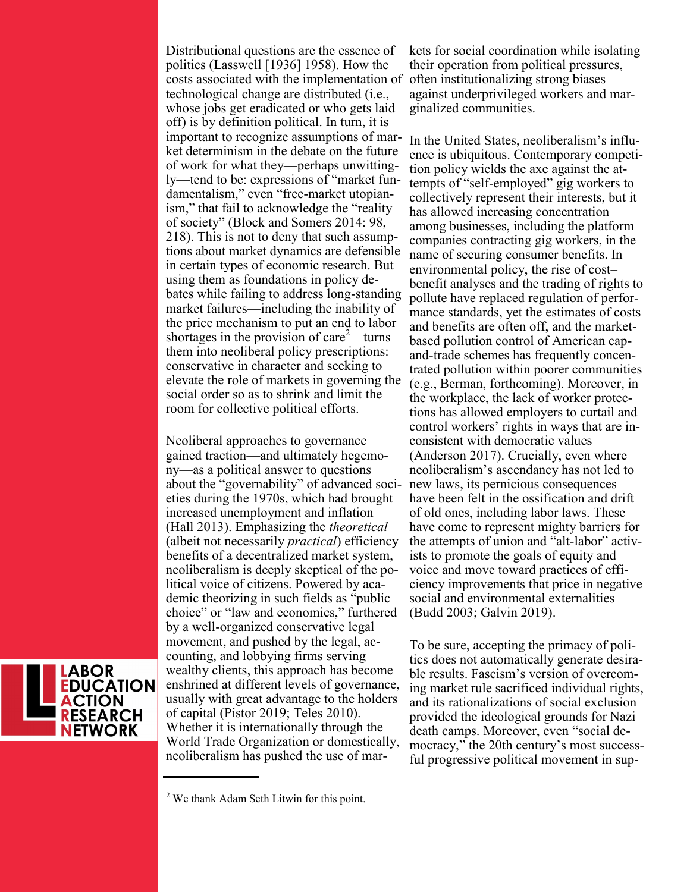Distributional questions are the essence of politics (Lasswell [1936] 1958). How the costs associated with the implementation of technological change are distributed (i.e., whose jobs get eradicated or who gets laid off) is by definition political. In turn, it is important to recognize assumptions of market determinism in the debate on the future of work for what they—perhaps unwittingly—tend to be: expressions of "market fundamentalism," even "free-market utopianism," that fail to acknowledge the "reality of society" (Block and Somers 2014: 98, 218). This is not to deny that such assumptions about market dynamics are defensible in certain types of economic research. But using them as foundations in policy debates while failing to address long-standing market failures—including the inability of the price mechanism to put an end to labor shortages in the provision of care[2]—turns them into neoliberal policy prescriptions: conservative in character and seeking to elevate the role of markets in governing the social order so as to shrink and limit the room for collective political efforts.

Neoliberal approaches to governance gained traction—and ultimately hegemony—as a political answer to questions about the "governability" of advanced societies during the 1970s, which had brought increased unemployment and inflation (Hall 2013). Emphasizing the *theoretical* (albeit not necessarily *practical*) efficiency benefits of a decentralized market system, neoliberalism is deeply skeptical of the political voice of citizens. Powered by academic theorizing in such fields as "public choice" or "law and economics," furthered by a well-organized conservative legal movement, and pushed by the legal, accounting, and lobbying firms serving wealthy clients, this approach has become enshrined at different levels of governance, usually with great advantage to the holders of capital (Pistor 2019; Teles 2010). Whether it is internationally through the World Trade Organization or domestically, neoliberalism has pushed the use of markets for social coordination while isolating their operation from political pressures, often institutionalizing strong biases against underprivileged workers and marginalized communities.

In the United States, neoliberalism's influence is ubiquitous. Contemporary competition policy wields the axe against the attempts of "self-employed" gig workers to collectively represent their interests, but it has allowed increasing concentration among businesses, including the platform companies contracting gig workers, in the name of securing consumer benefits. In environmental policy, the rise of cost–benefit analyses and the trading of rights to pollute have replaced regulation of performance standards, yet the estimates of costs and benefits are often off, and the market-based pollution control of American cap-and-trade schemes has frequently concentrated pollution within poorer communities (e.g., Berman, forthcoming). Moreover, in the workplace, the lack of worker protections has allowed employers to curtail and control workers' rights in ways that are inconsistent with democratic values (Anderson 2017). Crucially, even where neoliberalism's ascendancy has not led to new laws, its pernicious consequences have been felt in the ossification and drift of old ones, including labor laws. These have come to represent mighty barriers for the attempts of union and "alt-labor" activists to promote the goals of equity and voice and move toward practices of efficiency improvements that price in negative social and environmental externalities (Budd 2003; Galvin 2019).

To be sure, accepting the primacy of politics does not automatically generate desirable results. Fascism's version of overcoming market rule sacrificed individual rights, and its rationalizations of social exclusion provided the ideological grounds for Nazi death camps. Moreover, even "social democracy," the 20th century's most successful progressive political movement in sup-

[2] We thank Adam Seth Litwin for this point.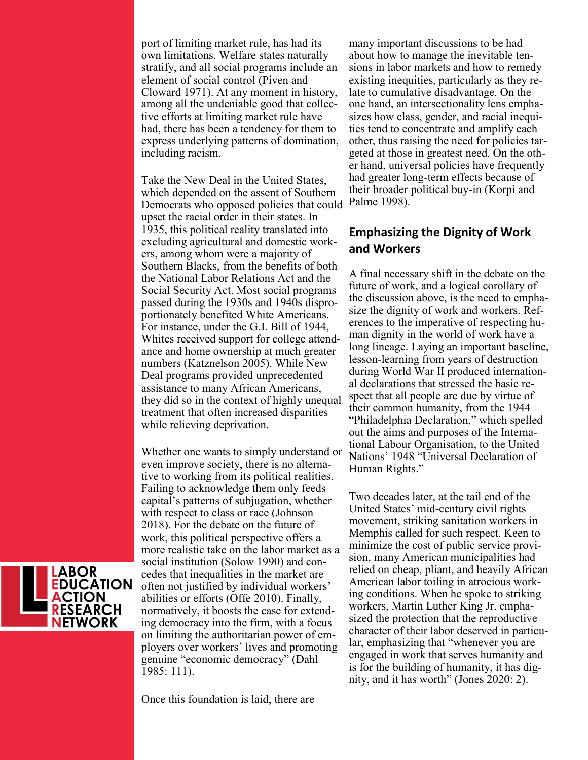port of limiting market rule, has had its own limitations. Welfare states naturally stratify, and all social programs include an element of social control (Piven and Cloward 1971). At any moment in history, among all the undeniable good that collective efforts at limiting market rule have had, there has been a tendency for them to express underlying patterns of domination, including racism.

Take the New Deal in the United States, which depended on the assent of Southern Democrats who opposed policies that could upset the racial order in their states. In 1935, this political reality translated into excluding agricultural and domestic workers, among whom were a majority of Southern Blacks, from the benefits of both the National Labor Relations Act and the Social Security Act. Most social programs passed during the 1930s and 1940s disproportionately benefited White Americans. For instance, under the G.I. Bill of 1944, Whites received support for college attendance and home ownership at much greater numbers (Katznelson 2005). While New Deal programs provided unprecedented assistance to many African Americans, they did so in the context of highly unequal treatment that often increased disparities while relieving deprivation.

Whether one wants to simply understand or even improve society, there is no alternative to working from its political realities. Failing to acknowledge them only feeds capital's patterns of subjugation, whether with respect to class or race (Johnson 2018). For the debate on the future of work, this political perspective offers a more realistic take on the labor market as a social institution (Solow 1990) and concedes that inequalities in the market are often not justified by individual workers' abilities or efforts (Offe 2010). Finally, normatively, it boosts the case for extending democracy into the firm, with a focus on limiting the authoritarian power of employers over workers' lives and promoting genuine "economic democracy" (Dahl 1985: 111).

Once this foundation is laid, there are many important discussions to be had about how to manage the inevitable tensions in labor markets and how to remedy existing inequities, particularly as they relate to cumulative disadvantage. On the one hand, an intersectionality lens emphasizes how class, gender, and racial inequities tend to concentrate and amplify each other, thus raising the need for policies targeted at those in greatest need. On the other hand, universal policies have frequently had greater long-term effects because of their broader political buy-in (Korpi and Palme 1998).

## Emphasizing the Dignity of Work and Workers

A final necessary shift in the debate on the future of work, and a logical corollary of the discussion above, is the need to emphasize the dignity of work and workers. References to the imperative of respecting human dignity in the world of work have a long lineage. Laying an important baseline, lesson-learning from years of destruction during World War II produced international declarations that stressed the basic respect that all people are due by virtue of their common humanity, from the 1944 "Philadelphia Declaration," which spelled out the aims and purposes of the International Labour Organisation, to the United Nations' 1948 "Universal Declaration of Human Rights."

Two decades later, at the tail end of the United States' mid-century civil rights movement, striking sanitation workers in Memphis called for such respect. Keen to minimize the cost of public service provision, many American municipalities had relied on cheap, pliant, and heavily African American labor toiling in atrocious working conditions. When he spoke to striking workers, Martin Luther King Jr. emphasized the protection that the reproductive character of their labor deserved in particular, emphasizing that "whenever you are engaged in work that serves humanity and is for the building of humanity, it has dignity, and it has worth" (Jones 2020: 2).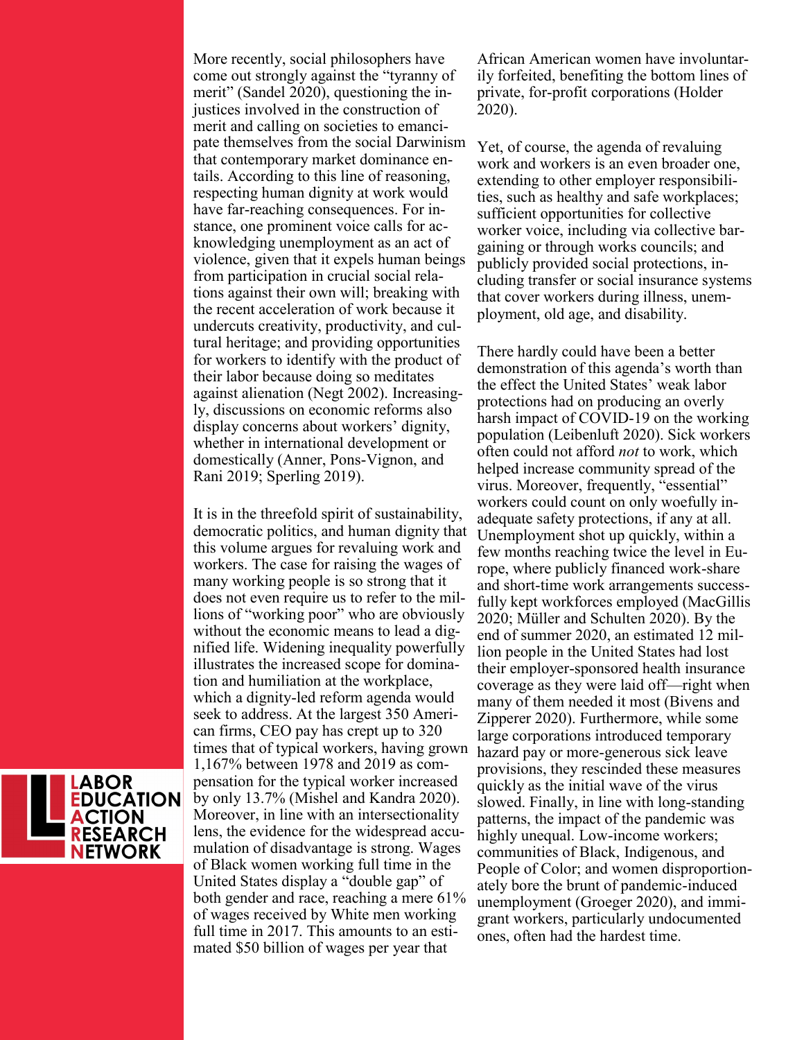More recently, social philosophers have come out strongly against the "tyranny of merit" (Sandel 2020), questioning the injustices involved in the construction of merit and calling on societies to emancipate themselves from the social Darwinism that contemporary market dominance entails. According to this line of reasoning, respecting human dignity at work would have far-reaching consequences. For instance, one prominent voice calls for acknowledging unemployment as an act of violence, given that it expels human beings from participation in crucial social relations against their own will; breaking with the recent acceleration of work because it undercuts creativity, productivity, and cultural heritage; and providing opportunities for workers to identify with the product of their labor because doing so meditates against alienation (Negt 2002). Increasingly, discussions on economic reforms also display concerns about workers' dignity, whether in international development or domestically (Anner, Pons-Vignon, and Rani 2019; Sperling 2019).

It is in the threefold spirit of sustainability, democratic politics, and human dignity that this volume argues for revaluing work and workers. The case for raising the wages of many working people is so strong that it does not even require us to refer to the millions of "working poor" who are obviously without the economic means to lead a dignified life. Widening inequality powerfully illustrates the increased scope for domination and humiliation at the workplace, which a dignity-led reform agenda would seek to address. At the largest 350 American firms, CEO pay has crept up to 320 times that of typical workers, having grown 1,167% between 1978 and 2019 as compensation for the typical worker increased by only 13.7% (Mishel and Kandra 2020). Moreover, in line with an intersectionality lens, the evidence for the widespread accumulation of disadvantage is strong. Wages of Black women working full time in the United States display a "double gap" of both gender and race, reaching a mere 61% of wages received by White men working full time in 2017. This amounts to an estimated $50 billion of wages per year that African American women have involuntarily forfeited, benefiting the bottom lines of private, for-profit corporations (Holder 2020).

Yet, of course, the agenda of revaluing work and workers is an even broader one, extending to other employer responsibilities, such as healthy and safe workplaces; sufficient opportunities for collective worker voice, including via collective bargaining or through works councils; and publicly provided social protections, including transfer or social insurance systems that cover workers during illness, unemployment, old age, and disability.

There hardly could have been a better demonstration of this agenda's worth than the effect the United States' weak labor protections had on producing an overly harsh impact of COVID-19 on the working population (Leibenluft 2020). Sick workers often could not afford *not* to work, which helped increase community spread of the virus. Moreover, frequently, "essential" workers could count on only woefully inadequate safety protections, if any at all. Unemployment shot up quickly, within a few months reaching twice the level in Europe, where publicly financed work-share and short-time work arrangements successfully kept workforces employed (MacGillis 2020; Müller and Schulten 2020). By the end of summer 2020, an estimated 12 million people in the United States had lost their employer-sponsored health insurance coverage as they were laid off—right when many of them needed it most (Bivens and Zipperer 2020). Furthermore, while some large corporations introduced temporary hazard pay or more-generous sick leave provisions, they rescinded these measures quickly as the initial wave of the virus slowed. Finally, in line with long-standing patterns, the impact of the pandemic was highly unequal. Low-income workers; communities of Black, Indigenous, and People of Color; and women disproportionately bore the brunt of pandemic-induced unemployment (Groeger 2020), and immigrant workers, particularly undocumented ones, often had the hardest time.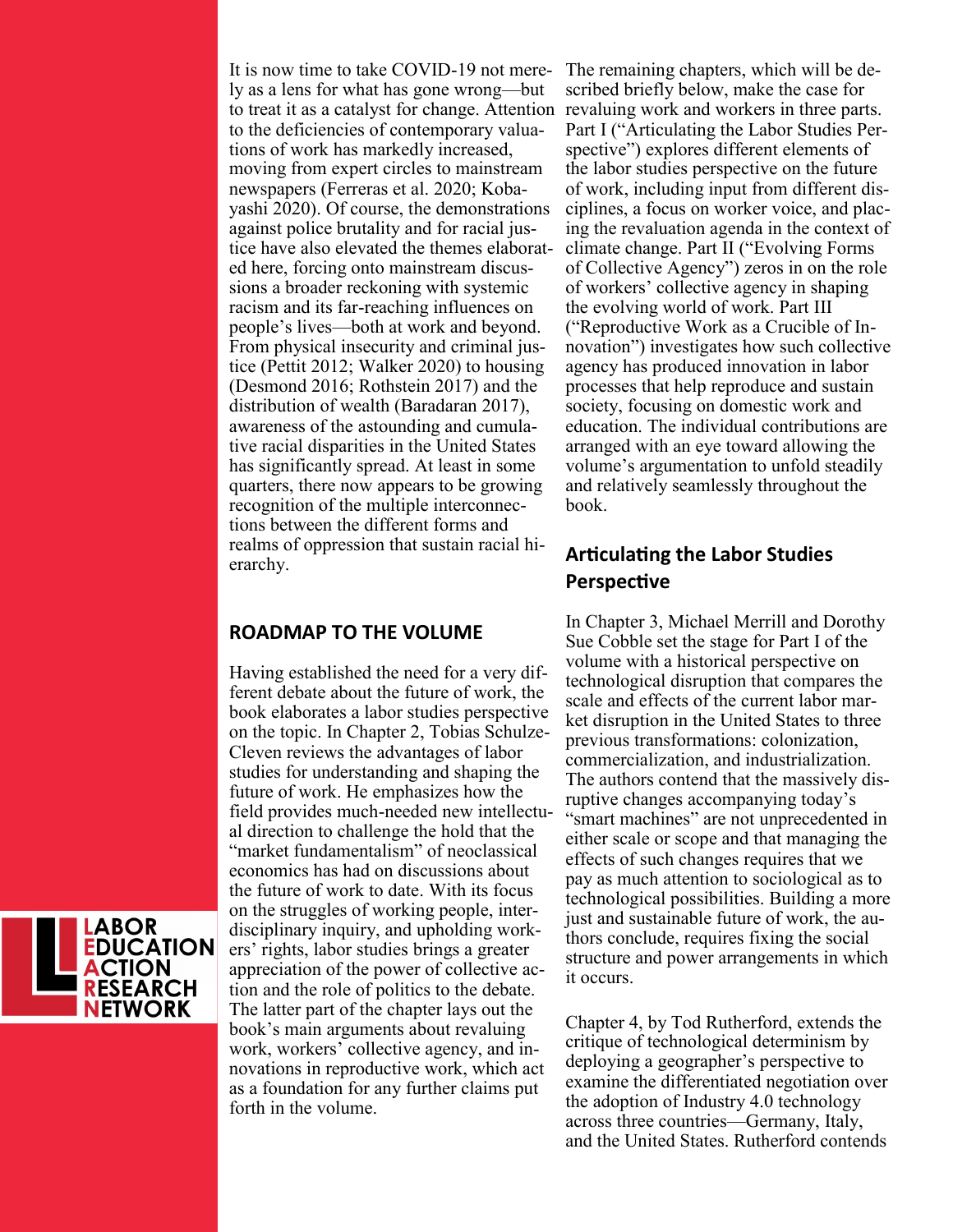It is now time to take COVID-19 not merely as a lens for what has gone wrong—but to treat it as a catalyst for change. Attention to the deficiencies of contemporary valuations of work has markedly increased, moving from expert circles to mainstream newspapers (Ferreras et al. 2020; Kobayashi 2020). Of course, the demonstrations against police brutality and for racial justice have also elevated the themes elaborated here, forcing onto mainstream discussions a broader reckoning with systemic racism and its far-reaching influences on people's lives—both at work and beyond. From physical insecurity and criminal justice (Pettit 2012; Walker 2020) to housing (Desmond 2016; Rothstein 2017) and the distribution of wealth (Baradaran 2017), awareness of the astounding and cumulative racial disparities in the United States has significantly spread. At least in some quarters, there now appears to be growing recognition of the multiple interconnections between the different forms and realms of oppression that sustain racial hierarchy.

## ROADMAP TO THE VOLUME

Having established the need for a very different debate about the future of work, the book elaborates a labor studies perspective on the topic. In Chapter 2, Tobias Schulze-Cleven reviews the advantages of labor studies for understanding and shaping the future of work. He emphasizes how the field provides much-needed new intellectual direction to challenge the hold that the "market fundamentalism" of neoclassical economics has had on discussions about the future of work to date. With its focus on the struggles of working people, interdisciplinary inquiry, and upholding workers' rights, labor studies brings a greater appreciation of the power of collective action and the role of politics to the debate. The latter part of the chapter lays out the book's main arguments about revaluing work, workers' collective agency, and innovations in reproductive work, which act as a foundation for any further claims put forth in the volume.

The remaining chapters, which will be described briefly below, make the case for revaluing work and workers in three parts. Part I ("Articulating the Labor Studies Perspective") explores different elements of the labor studies perspective on the future of work, including input from different disciplines, a focus on worker voice, and placing the revaluation agenda in the context of climate change. Part II ("Evolving Forms of Collective Agency") zeros in on the role of workers' collective agency in shaping the evolving world of work. Part III ("Reproductive Work as a Crucible of Innovation") investigates how such collective agency has produced innovation in labor processes that help reproduce and sustain society, focusing on domestic work and education. The individual contributions are arranged with an eye toward allowing the volume's argumentation to unfold steadily and relatively seamlessly throughout the book.

### Articulating the Labor Studies Perspective

In Chapter 3, Michael Merrill and Dorothy Sue Cobble set the stage for Part I of the volume with a historical perspective on technological disruption that compares the scale and effects of the current labor market disruption in the United States to three previous transformations: colonization, commercialization, and industrialization. The authors contend that the massively disruptive changes accompanying today's "smart machines" are not unprecedented in either scale or scope and that managing the effects of such changes requires that we pay as much attention to sociological as to technological possibilities. Building a more just and sustainable future of work, the authors conclude, requires fixing the social structure and power arrangements in which it occurs.

Chapter 4, by Tod Rutherford, extends the critique of technological determinism by deploying a geographer's perspective to examine the differentiated negotiation over the adoption of Industry 4.0 technology across three countries—Germany, Italy, and the United States. Rutherford contends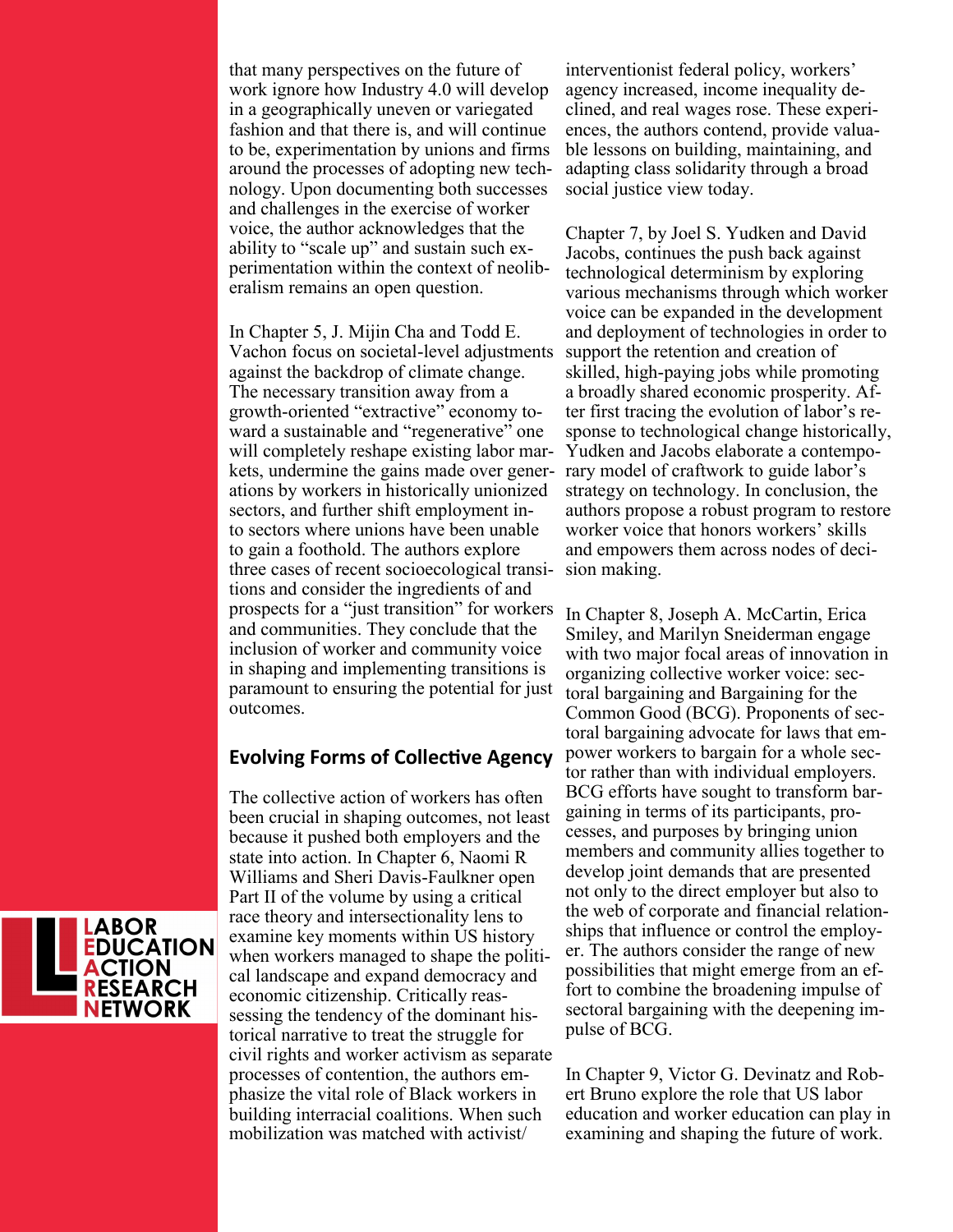that many perspectives on the future of work ignore how Industry 4.0 will develop in a geographically uneven or variegated fashion and that there is, and will continue to be, experimentation by unions and firms around the processes of adopting new technology. Upon documenting both successes and challenges in the exercise of worker voice, the author acknowledges that the ability to "scale up" and sustain such experimentation within the context of neoliberalism remains an open question.

In Chapter 5, J. Mijin Cha and Todd E. Vachon focus on societal-level adjustments against the backdrop of climate change. The necessary transition away from a growth-oriented "extractive" economy toward a sustainable and "regenerative" one will completely reshape existing labor markets, undermine the gains made over generations by workers in historically unionized sectors, and further shift employment into sectors where unions have been unable to gain a foothold. The authors explore three cases of recent socioecological transitions and consider the ingredients of and prospects for a "just transition" for workers and communities. They conclude that the inclusion of worker and community voice in shaping and implementing transitions is paramount to ensuring the potential for just outcomes.

## Evolving Forms of Collective Agency

The collective action of workers has often been crucial in shaping outcomes, not least because it pushed both employers and the state into action. In Chapter 6, Naomi R Williams and Sheri Davis-Faulkner open Part II of the volume by using a critical race theory and intersectionality lens to examine key moments within US history when workers managed to shape the political landscape and expand democracy and economic citizenship. Critically reassessing the tendency of the dominant historical narrative to treat the struggle for civil rights and worker activism as separate processes of contention, the authors emphasize the vital role of Black workers in building interracial coalitions. When such mobilization was matched with activist/interventionist federal policy, workers' agency increased, income inequality declined, and real wages rose. These experiences, the authors contend, provide valuable lessons on building, maintaining, and adapting class solidarity through a broad social justice view today.

Chapter 7, by Joel S. Yudken and David Jacobs, continues the push back against technological determinism by exploring various mechanisms through which worker voice can be expanded in the development and deployment of technologies in order to support the retention and creation of skilled, high-paying jobs while promoting a broadly shared economic prosperity. After first tracing the evolution of labor's response to technological change historically, Yudken and Jacobs elaborate a contemporary model of craftwork to guide labor's strategy on technology. In conclusion, the authors propose a robust program to restore worker voice that honors workers' skills and empowers them across nodes of decision making.

In Chapter 8, Joseph A. McCartin, Erica Smiley, and Marilyn Sneiderman engage with two major focal areas of innovation in organizing collective worker voice: sectoral bargaining and Bargaining for the Common Good (BCG). Proponents of sectoral bargaining advocate for laws that empower workers to bargain for a whole sector rather than with individual employers. BCG efforts have sought to transform bargaining in terms of its participants, processes, and purposes by bringing union members and community allies together to develop joint demands that are presented not only to the direct employer but also to the web of corporate and financial relationships that influence or control the employer. The authors consider the range of new possibilities that might emerge from an effort to combine the broadening impulse of sectoral bargaining with the deepening impulse of BCG.

In Chapter 9, Victor G. Devinatz and Robert Bruno explore the role that US labor education and worker education can play in examining and shaping the future of work.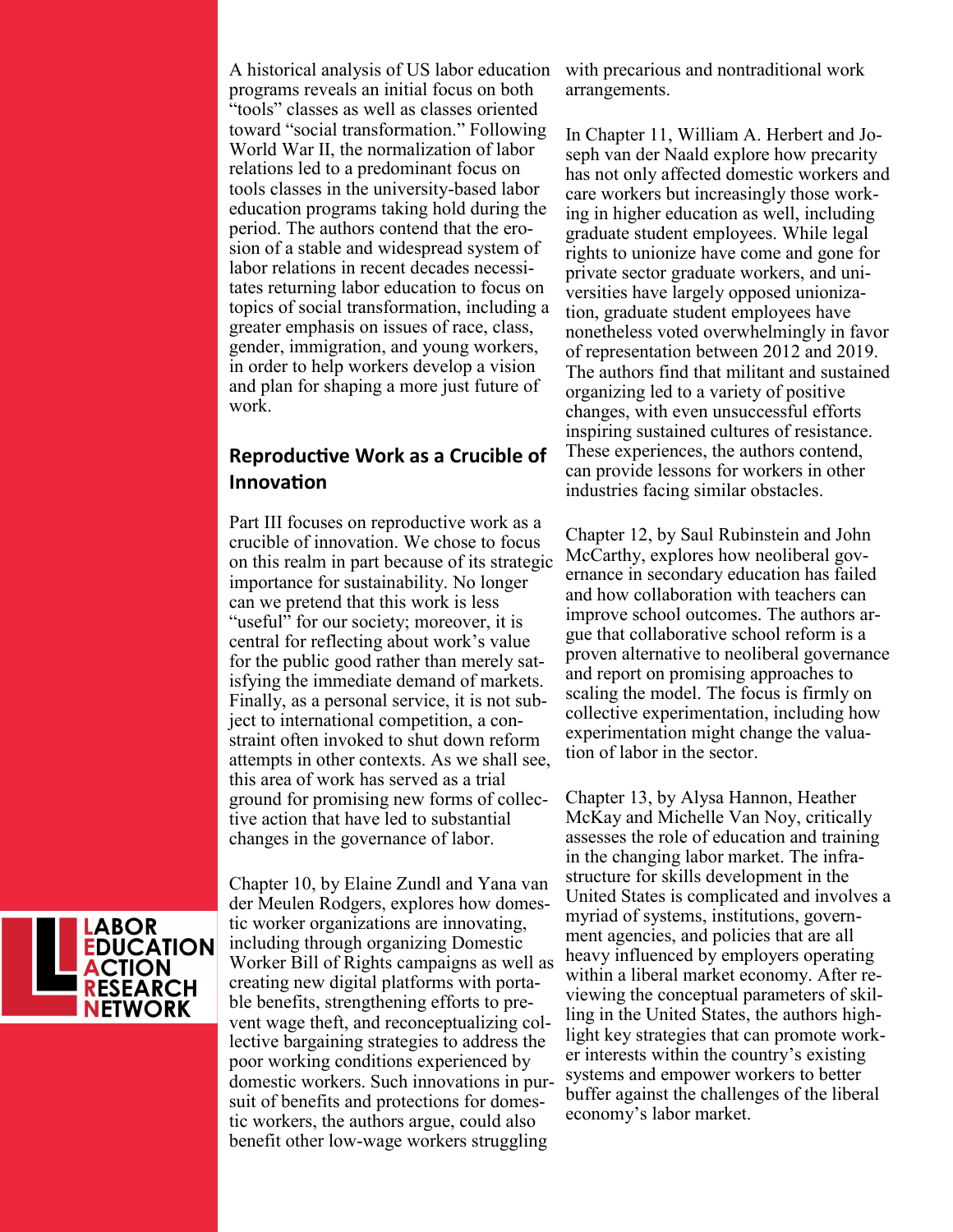A historical analysis of US labor education programs reveals an initial focus on both "tools" classes as well as classes oriented toward "social transformation." Following World War II, the normalization of labor relations led to a predominant focus on tools classes in the university-based labor education programs taking hold during the period. The authors contend that the erosion of a stable and widespread system of labor relations in recent decades necessitates returning labor education to focus on topics of social transformation, including a greater emphasis on issues of race, class, gender, immigration, and young workers, in order to help workers develop a vision and plan for shaping a more just future of work.

## Reproductive Work as a Crucible of Innovation

Part III focuses on reproductive work as a crucible of innovation. We chose to focus on this realm in part because of its strategic importance for sustainability. No longer can we pretend that this work is less "useful" for our society; moreover, it is central for reflecting about work's value for the public good rather than merely satisfying the immediate demand of markets. Finally, as a personal service, it is not subject to international competition, a constraint often invoked to shut down reform attempts in other contexts. As we shall see, this area of work has served as a trial ground for promising new forms of collective action that have led to substantial changes in the governance of labor.

Chapter 10, by Elaine Zundl and Yana van der Meulen Rodgers, explores how domestic worker organizations are innovating, including through organizing Domestic Worker Bill of Rights campaigns as well as creating new digital platforms with portable benefits, strengthening efforts to prevent wage theft, and reconceptualizing collective bargaining strategies to address the poor working conditions experienced by domestic workers. Such innovations in pursuit of benefits and protections for domestic workers, the authors argue, could also benefit other low-wage workers struggling with precarious and nontraditional work arrangements.

In Chapter 11, William A. Herbert and Joseph van der Naald explore how precarity has not only affected domestic workers and care workers but increasingly those working in higher education as well, including graduate student employees. While legal rights to unionize have come and gone for private sector graduate workers, and universities have largely opposed unionization, graduate student employees have nonetheless voted overwhelmingly in favor of representation between 2012 and 2019. The authors find that militant and sustained organizing led to a variety of positive changes, with even unsuccessful efforts inspiring sustained cultures of resistance. These experiences, the authors contend, can provide lessons for workers in other industries facing similar obstacles.

Chapter 12, by Saul Rubinstein and John McCarthy, explores how neoliberal governance in secondary education has failed and how collaboration with teachers can improve school outcomes. The authors argue that collaborative school reform is a proven alternative to neoliberal governance and report on promising approaches to scaling the model. The focus is firmly on collective experimentation, including how experimentation might change the valuation of labor in the sector.

Chapter 13, by Alysa Hannon, Heather McKay and Michelle Van Noy, critically assesses the role of education and training in the changing labor market. The infrastructure for skills development in the United States is complicated and involves a myriad of systems, institutions, government agencies, and policies that are all heavy influenced by employers operating within a liberal market economy. After reviewing the conceptual parameters of skilling in the United States, the authors highlight key strategies that can promote worker interests within the country's existing systems and empower workers to better buffer against the challenges of the liberal economy's labor market.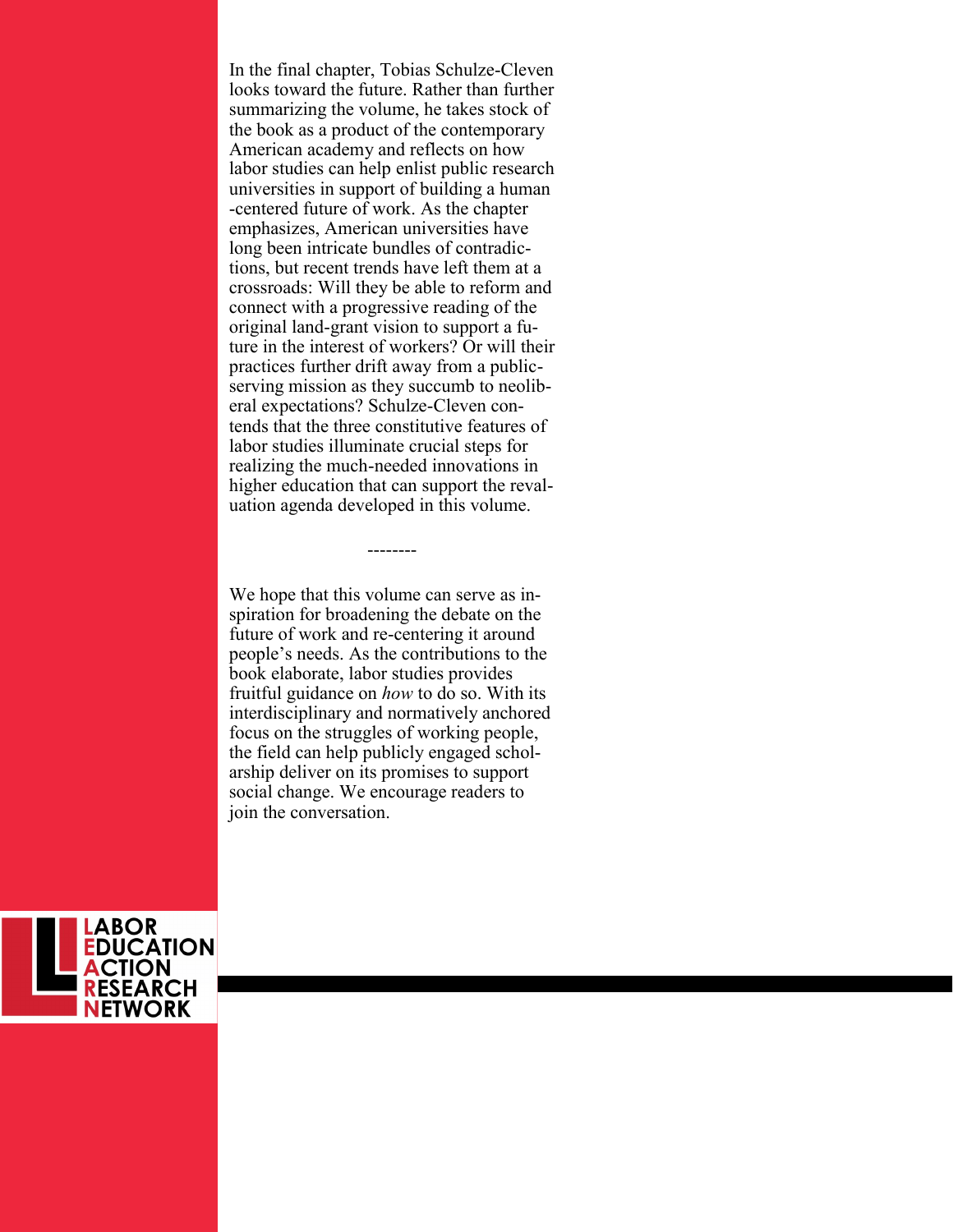In the final chapter, Tobias Schulze-Cleven looks toward the future. Rather than further summarizing the volume, he takes stock of the book as a product of the contemporary American academy and reflects on how labor studies can help enlist public research universities in support of building a human-centered future of work. As the chapter emphasizes, American universities have long been intricate bundles of contradictions, but recent trends have left them at a crossroads: Will they be able to reform and connect with a progressive reading of the original land-grant vision to support a future in the interest of workers? Or will their practices further drift away from a public-serving mission as they succumb to neoliberal expectations? Schulze-Cleven contends that the three constitutive features of labor studies illuminate crucial steps for realizing the much-needed innovations in higher education that can support the revaluation agenda developed in this volume.

--------

We hope that this volume can serve as inspiration for broadening the debate on the future of work and re-centering it around people's needs. As the contributions to the book elaborate, labor studies provides fruitful guidance on *how* to do so. With its interdisciplinary and normatively anchored focus on the struggles of working people, the field can help publicly engaged scholarship deliver on its promises to support social change. We encourage readers to join the conversation.

LABOR EDUCATION ACTION RESEARCH NETWORK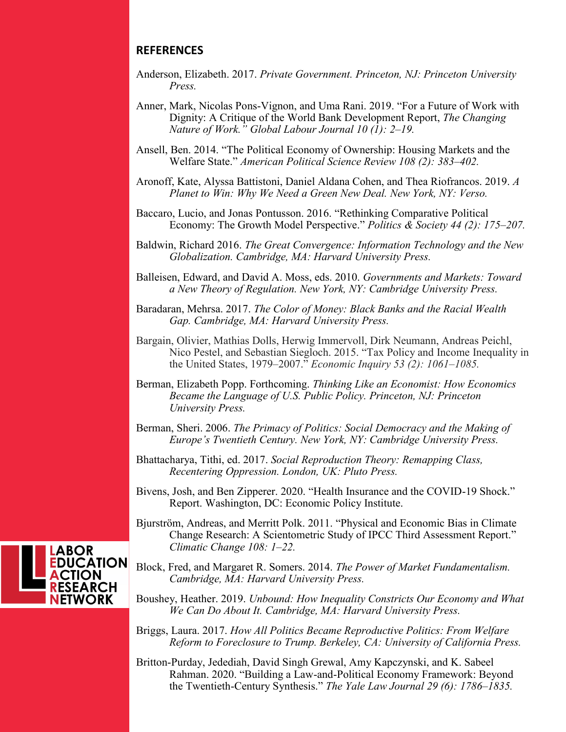## REFERENCES

Anderson, Elizabeth. 2017. *Private Government. Princeton, NJ: Princeton University Press.*

Anner, Mark, Nicolas Pons-Vignon, and Uma Rani. 2019. "For a Future of Work with Dignity: A Critique of the World Bank Development Report, *The Changing Nature of Work." Global Labour Journal 10 (1): 2–19.*

Ansell, Ben. 2014. "The Political Economy of Ownership: Housing Markets and the Welfare State." *American Political Science Review 108 (2): 383–402.*

Aronoff, Kate, Alyssa Battistoni, Daniel Aldana Cohen, and Thea Riofrancos. 2019. *A Planet to Win: Why We Need a Green New Deal. New York, NY: Verso.*

Baccaro, Lucio, and Jonas Pontusson. 2016. "Rethinking Comparative Political Economy: The Growth Model Perspective." *Politics & Society 44 (2): 175–207.*

Baldwin, Richard 2016. *The Great Convergence: Information Technology and the New Globalization. Cambridge, MA: Harvard University Press.*

Balleisen, Edward, and David A. Moss, eds. 2010. *Governments and Markets: Toward a New Theory of Regulation. New York, NY: Cambridge University Press.*

Baradaran, Mehrsa. 2017. *The Color of Money: Black Banks and the Racial Wealth Gap. Cambridge, MA: Harvard University Press.*

Bargain, Olivier, Mathias Dolls, Herwig Immervoll, Dirk Neumann, Andreas Peichl, Nico Pestel, and Sebastian Siegloch. 2015. "Tax Policy and Income Inequality in the United States, 1979–2007." *Economic Inquiry 53 (2): 1061–1085.*

Berman, Elizabeth Popp. Forthcoming. *Thinking Like an Economist: How Economics Became the Language of U.S. Public Policy. Princeton, NJ: Princeton University Press.*

Berman, Sheri. 2006. *The Primacy of Politics: Social Democracy and the Making of Europe's Twentieth Century. New York, NY: Cambridge University Press.*

Bhattacharya, Tithi, ed. 2017. *Social Reproduction Theory: Remapping Class, Recentering Oppression. London, UK: Pluto Press.*

Bivens, Josh, and Ben Zipperer. 2020. "Health Insurance and the COVID-19 Shock." Report. Washington, DC: Economic Policy Institute.

Bjurström, Andreas, and Merritt Polk. 2011. "Physical and Economic Bias in Climate Change Research: A Scientometric Study of IPCC Third Assessment Report." *Climatic Change 108: 1–22.*

Block, Fred, and Margaret R. Somers. 2014. *The Power of Market Fundamentalism. Cambridge, MA: Harvard University Press.*

Boushey, Heather. 2019. *Unbound: How Inequality Constricts Our Economy and What We Can Do About It. Cambridge, MA: Harvard University Press.*

Briggs, Laura. 2017. *How All Politics Became Reproductive Politics: From Welfare Reform to Foreclosure to Trump. Berkeley, CA: University of California Press.*

Britton-Purday, Jedediah, David Singh Grewal, Amy Kapczynski, and K. Sabeel Rahman. 2020. "Building a Law-and-Political Economy Framework: Beyond the Twentieth-Century Synthesis." *The Yale Law Journal 29 (6): 1786–1835.*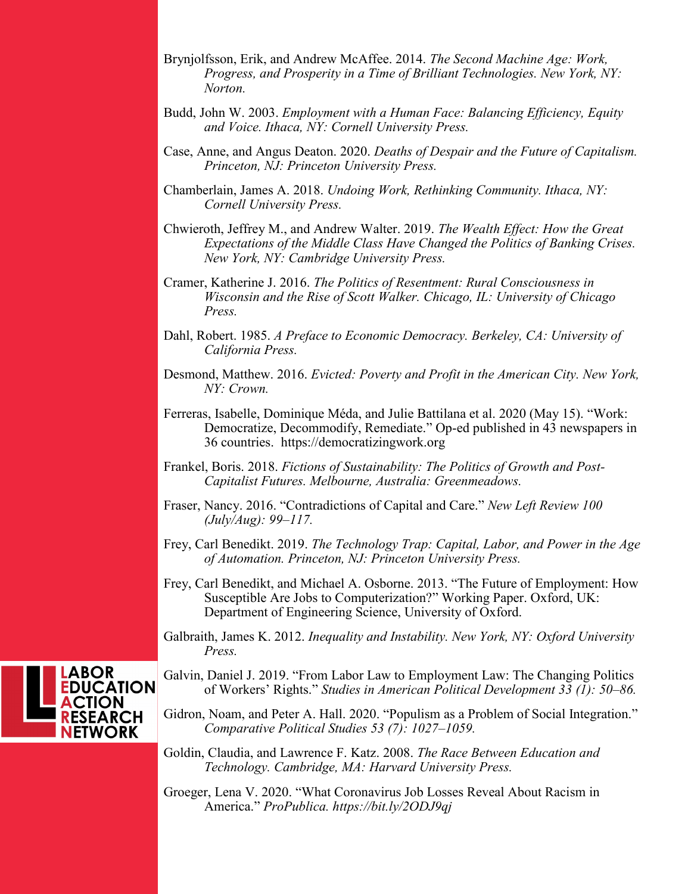Brynjolfsson, Erik, and Andrew McAffee. 2014. *The Second Machine Age: Work, Progress, and Prosperity in a Time of Brilliant Technologies. New York, NY: Norton.*

Budd, John W. 2003. *Employment with a Human Face: Balancing Efficiency, Equity and Voice. Ithaca, NY: Cornell University Press.*

Case, Anne, and Angus Deaton. 2020. *Deaths of Despair and the Future of Capitalism. Princeton, NJ: Princeton University Press.*

Chamberlain, James A. 2018. *Undoing Work, Rethinking Community. Ithaca, NY: Cornell University Press.*

Chwieroth, Jeffrey M., and Andrew Walter. 2019. *The Wealth Effect: How the Great Expectations of the Middle Class Have Changed the Politics of Banking Crises. New York, NY: Cambridge University Press.*

Cramer, Katherine J. 2016. *The Politics of Resentment: Rural Consciousness in Wisconsin and the Rise of Scott Walker. Chicago, IL: University of Chicago Press.*

Dahl, Robert. 1985. *A Preface to Economic Democracy. Berkeley, CA: University of California Press.*

Desmond, Matthew. 2016. *Evicted: Poverty and Profit in the American City. New York, NY: Crown.*

Ferreras, Isabelle, Dominique Méda, and Julie Battilana et al. 2020 (May 15). "Work: Democratize, Decommodify, Remediate." Op-ed published in 43 newspapers in 36 countries. https://democratizingwork.org

Frankel, Boris. 2018. *Fictions of Sustainability: The Politics of Growth and Post-Capitalist Futures. Melbourne, Australia: Greenmeadows.*

Fraser, Nancy. 2016. "Contradictions of Capital and Care." *New Left Review 100 (July/Aug): 99–117.*

Frey, Carl Benedikt. 2019. *The Technology Trap: Capital, Labor, and Power in the Age of Automation. Princeton, NJ: Princeton University Press.*

Frey, Carl Benedikt, and Michael A. Osborne. 2013. "The Future of Employment: How Susceptible Are Jobs to Computerization?" Working Paper. Oxford, UK: Department of Engineering Science, University of Oxford.

Galbraith, James K. 2012. *Inequality and Instability. New York, NY: Oxford University Press.*

Galvin, Daniel J. 2019. "From Labor Law to Employment Law: The Changing Politics of Workers' Rights." *Studies in American Political Development 33 (1): 50–86.*

Gidron, Noam, and Peter A. Hall. 2020. "Populism as a Problem of Social Integration." *Comparative Political Studies 53 (7): 1027–1059.*

Goldin, Claudia, and Lawrence F. Katz. 2008. *The Race Between Education and Technology. Cambridge, MA: Harvard University Press.*

Groeger, Lena V. 2020. "What Coronavirus Job Losses Reveal About Racism in America." *ProPublica. https://bit.ly/2ODJ9qj*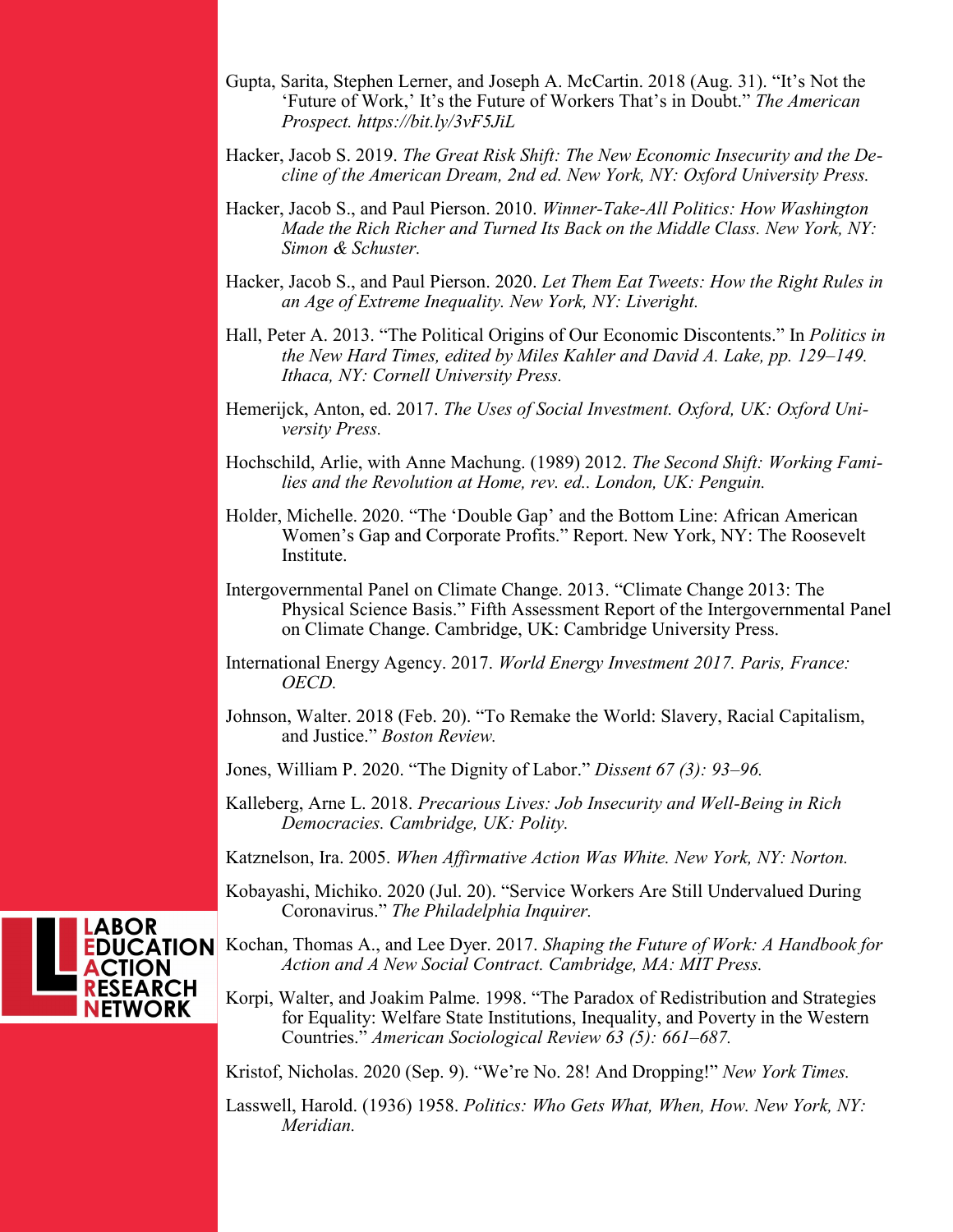Gupta, Sarita, Stephen Lerner, and Joseph A. McCartin. 2018 (Aug. 31). "It's Not the 'Future of Work,' It's the Future of Workers That's in Doubt." *The American Prospect. https://bit.ly/3vF5JiL*

Hacker, Jacob S. 2019. *The Great Risk Shift: The New Economic Insecurity and the Decline of the American Dream, 2nd ed. New York, NY: Oxford University Press.*

Hacker, Jacob S., and Paul Pierson. 2010. *Winner-Take-All Politics: How Washington Made the Rich Richer and Turned Its Back on the Middle Class. New York, NY: Simon & Schuster.*

Hacker, Jacob S., and Paul Pierson. 2020. *Let Them Eat Tweets: How the Right Rules in an Age of Extreme Inequality. New York, NY: Liveright.*

Hall, Peter A. 2013. "The Political Origins of Our Economic Discontents." In *Politics in the New Hard Times, edited by Miles Kahler and David A. Lake, pp. 129–149. Ithaca, NY: Cornell University Press.*

Hemerijck, Anton, ed. 2017. *The Uses of Social Investment. Oxford, UK: Oxford University Press.*

Hochschild, Arlie, with Anne Machung. (1989) 2012. *The Second Shift: Working Families and the Revolution at Home, rev. ed.. London, UK: Penguin.*

Holder, Michelle. 2020. "The 'Double Gap' and the Bottom Line: African American Women's Gap and Corporate Profits." Report. New York, NY: The Roosevelt Institute.

Intergovernmental Panel on Climate Change. 2013. "Climate Change 2013: The Physical Science Basis." Fifth Assessment Report of the Intergovernmental Panel on Climate Change. Cambridge, UK: Cambridge University Press.

International Energy Agency. 2017. *World Energy Investment 2017. Paris, France: OECD.*

Johnson, Walter. 2018 (Feb. 20). "To Remake the World: Slavery, Racial Capitalism, and Justice." *Boston Review.*

Jones, William P. 2020. "The Dignity of Labor." *Dissent 67 (3): 93–96.*

Kalleberg, Arne L. 2018. *Precarious Lives: Job Insecurity and Well-Being in Rich Democracies. Cambridge, UK: Polity.*

Katznelson, Ira. 2005. *When Affirmative Action Was White. New York, NY: Norton.*

Kobayashi, Michiko. 2020 (Jul. 20). "Service Workers Are Still Undervalued During Coronavirus." *The Philadelphia Inquirer.*

Kochan, Thomas A., and Lee Dyer. 2017. *Shaping the Future of Work: A Handbook for Action and A New Social Contract. Cambridge, MA: MIT Press.*

Korpi, Walter, and Joakim Palme. 1998. "The Paradox of Redistribution and Strategies for Equality: Welfare State Institutions, Inequality, and Poverty in the Western Countries." *American Sociological Review 63 (5): 661–687.*

Kristof, Nicholas. 2020 (Sep. 9). "We're No. 28! And Dropping!" *New York Times.*

Lasswell, Harold. (1936) 1958. *Politics: Who Gets What, When, How. New York, NY: Meridian.*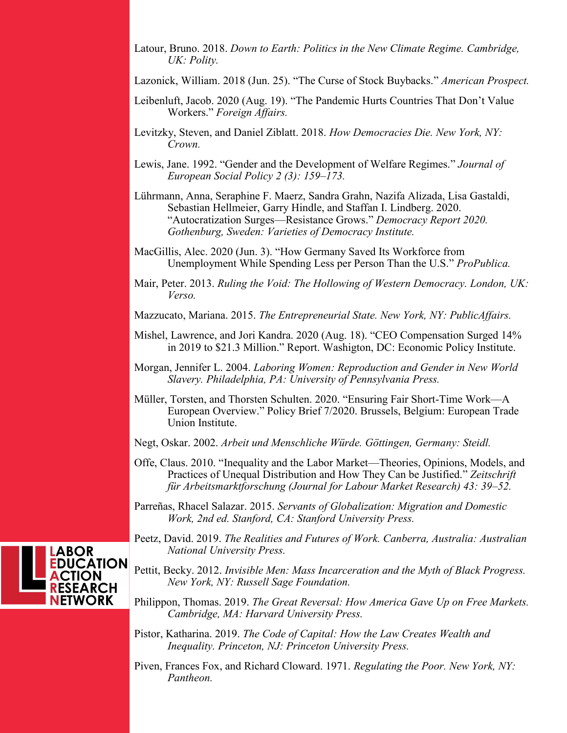Latour, Bruno. 2018. *Down to Earth: Politics in the New Climate Regime. Cambridge, UK: Polity.*

Lazonick, William. 2018 (Jun. 25). "The Curse of Stock Buybacks." *American Prospect.*

Leibenluft, Jacob. 2020 (Aug. 19). "The Pandemic Hurts Countries That Don't Value Workers." *Foreign Affairs.*

Levitzky, Steven, and Daniel Ziblatt. 2018. *How Democracies Die. New York, NY: Crown.*

Lewis, Jane. 1992. "Gender and the Development of Welfare Regimes." *Journal of European Social Policy 2 (3): 159–173.*

Lührmann, Anna, Seraphine F. Maerz, Sandra Grahn, Nazifa Alizada, Lisa Gastaldi, Sebastian Hellmeier, Garry Hindle, and Staffan I. Lindberg. 2020. "Autocratization Surges—Resistance Grows." *Democracy Report 2020. Gothenburg, Sweden: Varieties of Democracy Institute.*

MacGillis, Alec. 2020 (Jun. 3). "How Germany Saved Its Workforce from Unemployment While Spending Less per Person Than the U.S." *ProPublica.*

Mair, Peter. 2013. *Ruling the Void: The Hollowing of Western Democracy. London, UK: Verso.*

Mazzucato, Mariana. 2015. *The Entrepreneurial State. New York, NY: PublicAffairs.*

Mishel, Lawrence, and Jori Kandra. 2020 (Aug. 18). "CEO Compensation Surged 14% in 2019 to $21.3 Million." Report. Washigton, DC: Economic Policy Institute.

Morgan, Jennifer L. 2004. *Laboring Women: Reproduction and Gender in New World Slavery. Philadelphia, PA: University of Pennsylvania Press.*

Müller, Torsten, and Thorsten Schulten. 2020. "Ensuring Fair Short-Time Work—A European Overview." Policy Brief 7/2020. Brussels, Belgium: European Trade Union Institute.

Negt, Oskar. 2002. *Arbeit und Menschliche Würde. Göttingen, Germany: Steidl.*

Offe, Claus. 2010. "Inequality and the Labor Market—Theories, Opinions, Models, and Practices of Unequal Distribution and How They Can be Justified." *Zeitschrift für Arbeitsmarktforschung (Journal for Labour Market Research) 43: 39–52.*

Parreñas, Rhacel Salazar. 2015. *Servants of Globalization: Migration and Domestic Work, 2nd ed. Stanford, CA: Stanford University Press.*

Peetz, David. 2019. *The Realities and Futures of Work. Canberra, Australia: Australian National University Press.*

Pettit, Becky. 2012. *Invisible Men: Mass Incarceration and the Myth of Black Progress. New York, NY: Russell Sage Foundation.*

Philippon, Thomas. 2019. *The Great Reversal: How America Gave Up on Free Markets. Cambridge, MA: Harvard University Press.*

Pistor, Katharina. 2019. *The Code of Capital: How the Law Creates Wealth and Inequality. Princeton, NJ: Princeton University Press.*

Piven, Frances Fox, and Richard Cloward. 1971. *Regulating the Poor. New York, NY: Pantheon.*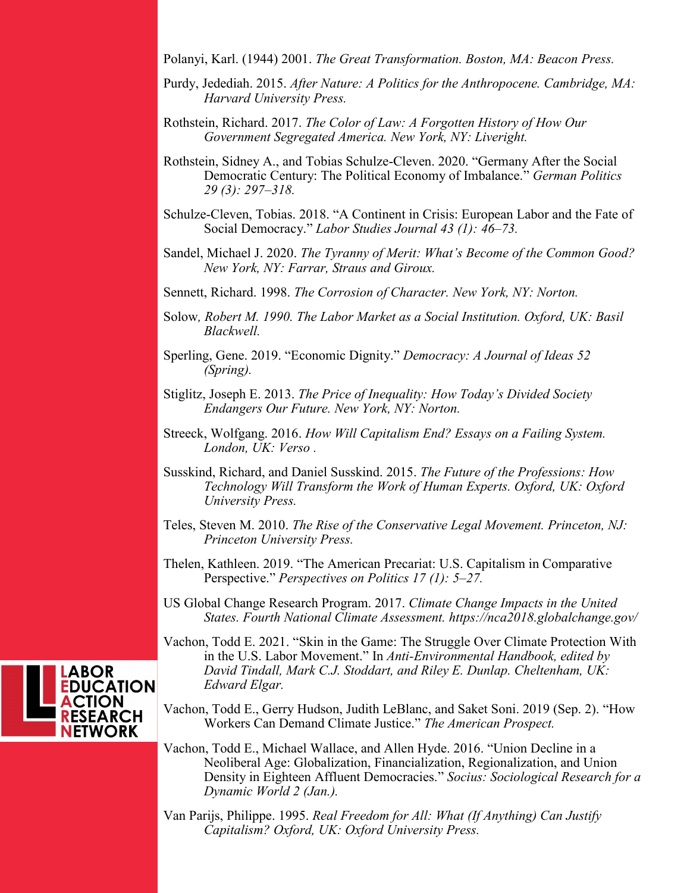Polanyi, Karl. (1944) 2001. *The Great Transformation. Boston, MA: Beacon Press.*

Purdy, Jedediah. 2015. *After Nature: A Politics for the Anthropocene. Cambridge, MA: Harvard University Press.*

Rothstein, Richard. 2017. *The Color of Law: A Forgotten History of How Our Government Segregated America. New York, NY: Liveright.*

Rothstein, Sidney A., and Tobias Schulze-Cleven. 2020. "Germany After the Social Democratic Century: The Political Economy of Imbalance." *German Politics 29 (3): 297–318.*

Schulze-Cleven, Tobias. 2018. "A Continent in Crisis: European Labor and the Fate of Social Democracy." *Labor Studies Journal 43 (1): 46–73.*

Sandel, Michael J. 2020. *The Tyranny of Merit: What's Become of the Common Good? New York, NY: Farrar, Straus and Giroux.*

Sennett, Richard. 1998. *The Corrosion of Character. New York, NY: Norton.*

Solow*, Robert M. 1990. The Labor Market as a Social Institution. Oxford, UK: Basil Blackwell.*

Sperling, Gene. 2019. "Economic Dignity." *Democracy: A Journal of Ideas 52 (Spring).*

Stiglitz, Joseph E. 2013. *The Price of Inequality: How Today's Divided Society Endangers Our Future. New York, NY: Norton.*

Streeck, Wolfgang. 2016. *How Will Capitalism End? Essays on a Failing System. London, UK: Verso .*

Susskind, Richard, and Daniel Susskind. 2015. *The Future of the Professions: How Technology Will Transform the Work of Human Experts. Oxford, UK: Oxford University Press.*

Teles, Steven M. 2010. *The Rise of the Conservative Legal Movement. Princeton, NJ: Princeton University Press.*

Thelen, Kathleen. 2019. "The American Precariat: U.S. Capitalism in Comparative Perspective." *Perspectives on Politics 17 (1): 5–27.*

US Global Change Research Program. 2017. *Climate Change Impacts in the United States. Fourth National Climate Assessment. https://nca2018.globalchange.gov/*

Vachon, Todd E. 2021. "Skin in the Game: The Struggle Over Climate Protection With in the U.S. Labor Movement." In *Anti-Environmental Handbook, edited by David Tindall, Mark C.J. Stoddart, and Riley E. Dunlap. Cheltenham, UK: Edward Elgar.*

Vachon, Todd E., Gerry Hudson, Judith LeBlanc, and Saket Soni. 2019 (Sep. 2). "How Workers Can Demand Climate Justice." *The American Prospect.*

Vachon, Todd E., Michael Wallace, and Allen Hyde. 2016. "Union Decline in a Neoliberal Age: Globalization, Financialization, Regionalization, and Union Density in Eighteen Affluent Democracies." *Socius: Sociological Research for a Dynamic World 2 (Jan.).*

Van Parijs, Philippe. 1995. *Real Freedom for All: What (If Anything) Can Justify Capitalism? Oxford, UK: Oxford University Press.*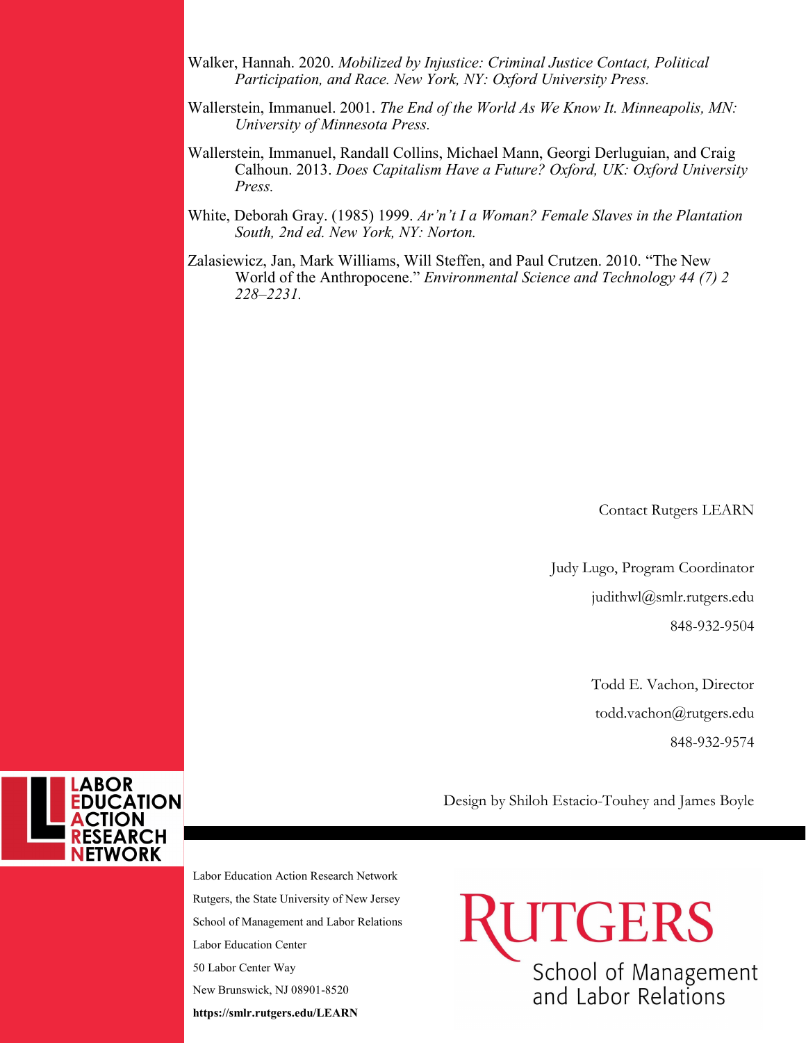Walker, Hannah. 2020. *Mobilized by Injustice: Criminal Justice Contact, Political Participation, and Race. New York, NY: Oxford University Press.*

Wallerstein, Immanuel. 2001. *The End of the World As We Know It. Minneapolis, MN: University of Minnesota Press.*

Wallerstein, Immanuel, Randall Collins, Michael Mann, Georgi Derluguian, and Craig Calhoun. 2013. *Does Capitalism Have a Future? Oxford, UK: Oxford University Press.*

White, Deborah Gray. (1985) 1999. *Ar'n't I a Woman? Female Slaves in the Plantation South, 2nd ed. New York, NY: Norton.*

Zalasiewicz, Jan, Mark Williams, Will Steffen, and Paul Crutzen. 2010. "The New World of the Anthropocene." *Environmental Science and Technology 44 (7) 2 228–2231.*

Contact Rutgers LEARN

Judy Lugo, Program Coordinator

judithwl@smlr.rutgers.edu

848-932-9504

Todd E. Vachon, Director

todd.vachon@rutgers.edu

848-932-9574

Design by Shiloh Estacio-Touhey and James Boyle

LABOR EDUCATION ACTION RESEARCH NETWORK

Labor Education Action Research Network

Rutgers, the State University of New Jersey

School of Management and Labor Relations

Labor Education Center

50 Labor Center Way

New Brunswick, NJ 08901-8520

**https://smlr.rutgers.edu/LEARN**

RUTGERS School of Management and Labor Relations